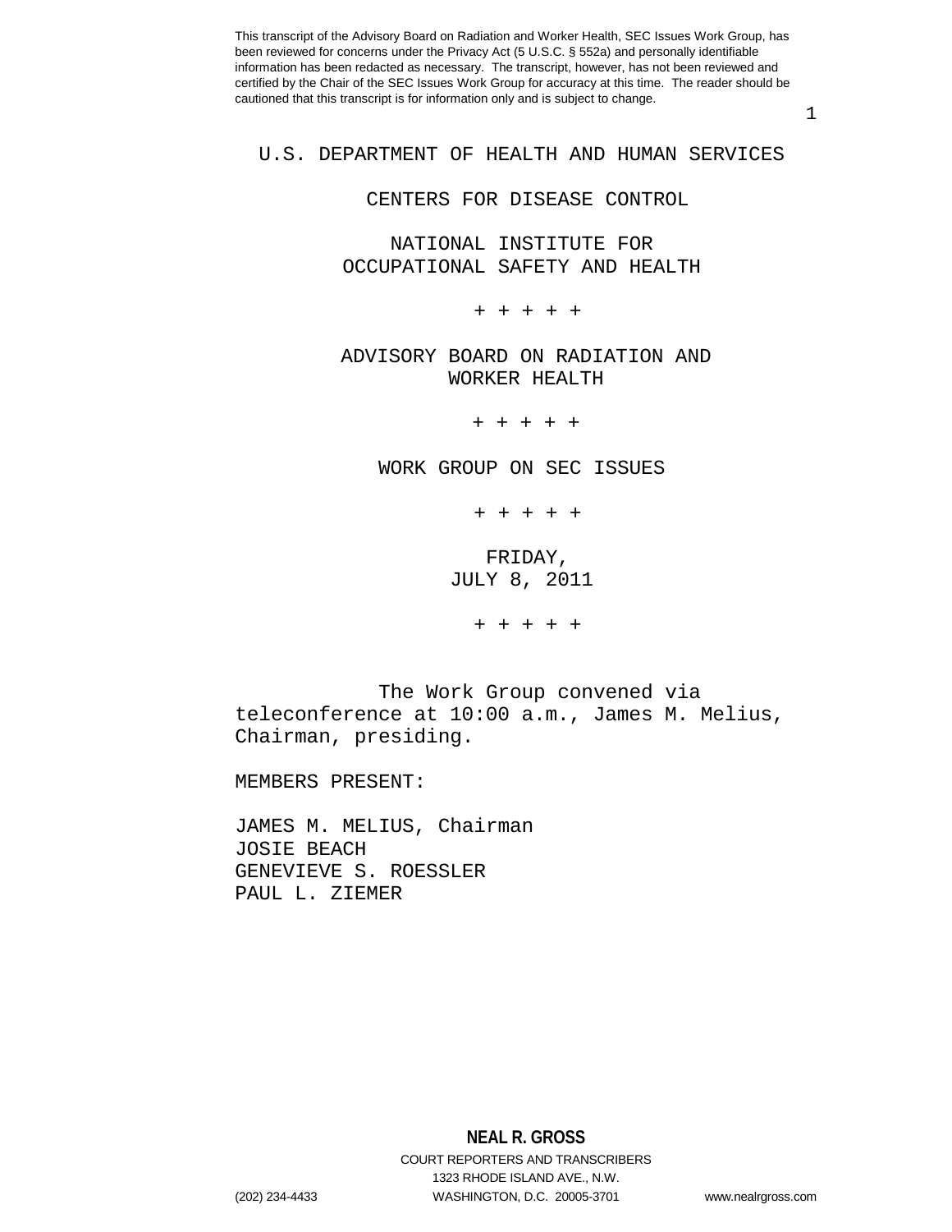This transcript of the Advisory Board on Radiation and Worker Health, SEC Issues Work Group, has been reviewed for concerns under the Privacy Act (5 U.S.C. § 552a) and personally identifiable information has been redacted as necessary. The transcript, however, has not been reviewed and certified by the Chair of the SEC Issues Work Group for accuracy at this time. The reader should be cautioned that this transcript is for information only and is subject to change.

U.S. DEPARTMENT OF HEALTH AND HUMAN SERVICES

CENTERS FOR DISEASE CONTROL

NATIONAL INSTITUTE FOR
OCCUPATIONAL SAFETY AND HEALTH

+ + + + +

ADVISORY BOARD ON RADIATION AND
WORKER HEALTH

+ + + + +

WORK GROUP ON SEC ISSUES

+ + + + +

FRIDAY,
JULY 8, 2011

+ + + + +

The Work Group convened via teleconference at 10:00 a.m., James M. Melius, Chairman, presiding.

MEMBERS PRESENT:

JAMES M. MELIUS, Chairman
JOSIE BEACH
GENEVIEVE S. ROESSLER
PAUL L. ZIEMER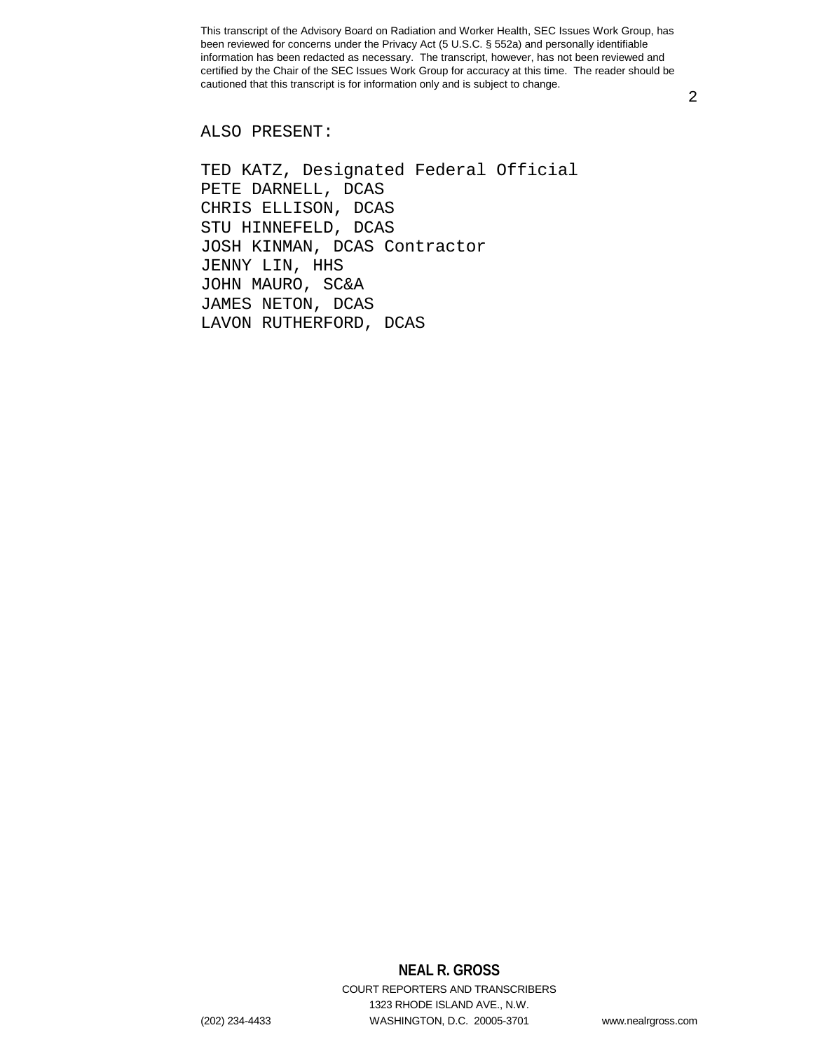ALSO PRESENT:

TED KATZ, Designated Federal Official
PETE DARNELL, DCAS
CHRIS ELLISON, DCAS
STU HINNEFELD, DCAS
JOSH KINMAN, DCAS Contractor
JENNY LIN, HHS
JOHN MAURO, SC&A
JAMES NETON, DCAS
LAVON RUTHERFORD, DCAS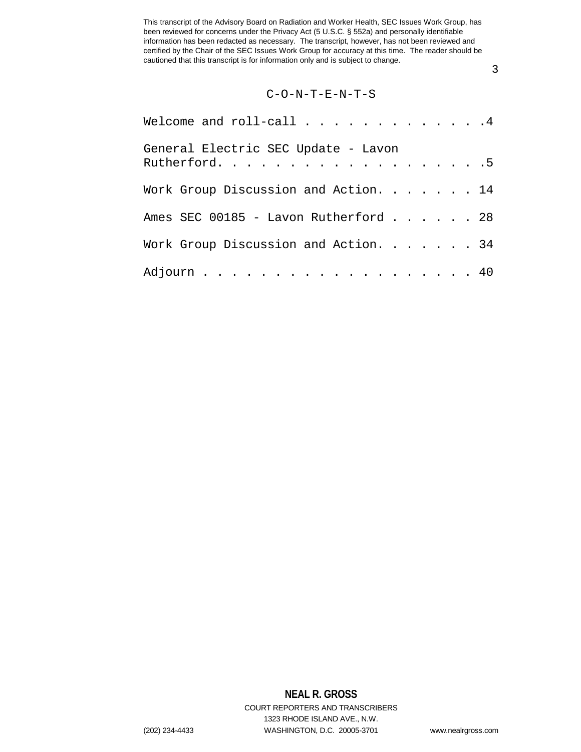# C-O-N-T-E-N-T-S

Welcome and roll-call . . . . . . . . . . . . .4

General Electric SEC Update - Lavon Rutherford. . . . . . . . . . . . . . . . . . .5

Work Group Discussion and Action. . . . . . . 14

Ames SEC 00185 - Lavon Rutherford . . . . . . 28

Work Group Discussion and Action. . . . . . . 34

Adjourn . . . . . . . . . . . . . . . . . . . 40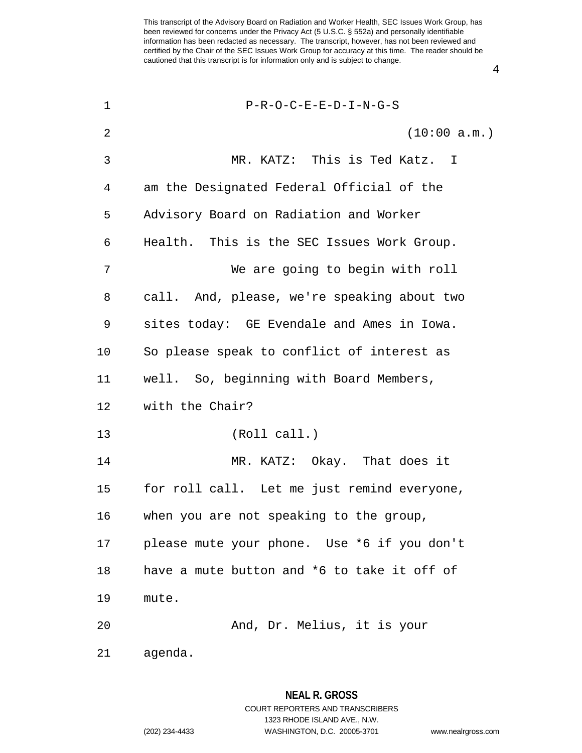P-R-O-C-E-E-D-I-N-G-S

(10:00 a.m.)

MR. KATZ: This is Ted Katz. I am the Designated Federal Official of the Advisory Board on Radiation and Worker Health. This is the SEC Issues Work Group.

We are going to begin with roll call. And, please, we're speaking about two sites today: GE Evendale and Ames in Iowa. So please speak to conflict of interest as well. So, beginning with Board Members, with the Chair?

(Roll call.)

MR. KATZ: Okay. That does it for roll call. Let me just remind everyone, when you are not speaking to the group, please mute your phone. Use *6 if you don't have a mute button and *6 to take it off of mute.

And, Dr. Melius, it is your agenda.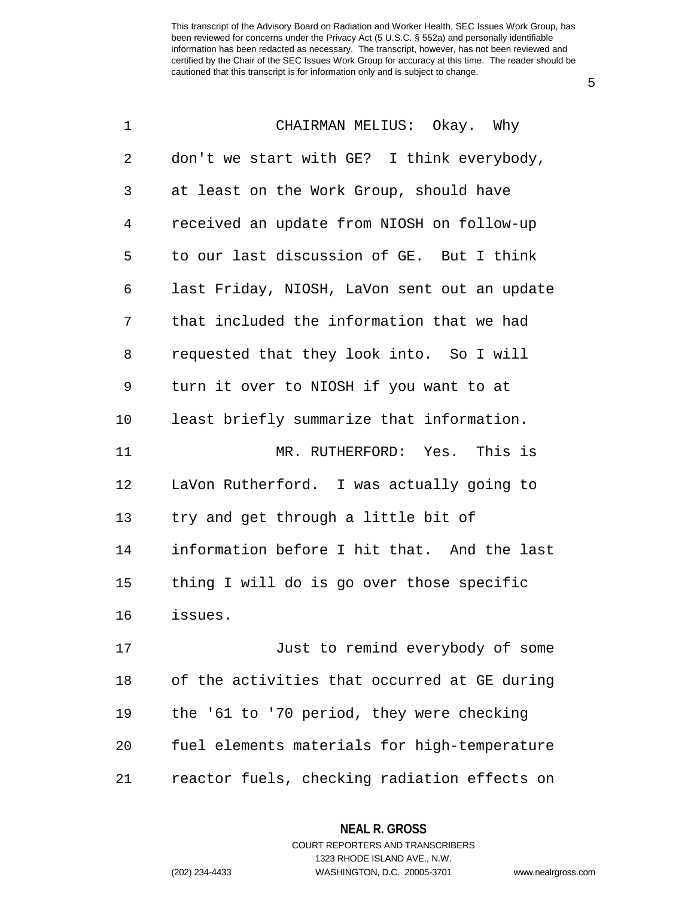CHAIRMAN MELIUS: Okay. Why don't we start with GE? I think everybody, at least on the Work Group, should have received an update from NIOSH on follow-up to our last discussion of GE. But I think last Friday, NIOSH, LaVon sent out an update that included the information that we had requested that they look into. So I will turn it over to NIOSH if you want to at least briefly summarize that information.

MR. RUTHERFORD: Yes. This is LaVon Rutherford. I was actually going to try and get through a little bit of information before I hit that. And the last thing I will do is go over those specific issues.

Just to remind everybody of some of the activities that occurred at GE during the '61 to '70 period, they were checking fuel elements materials for high-temperature reactor fuels, checking radiation effects on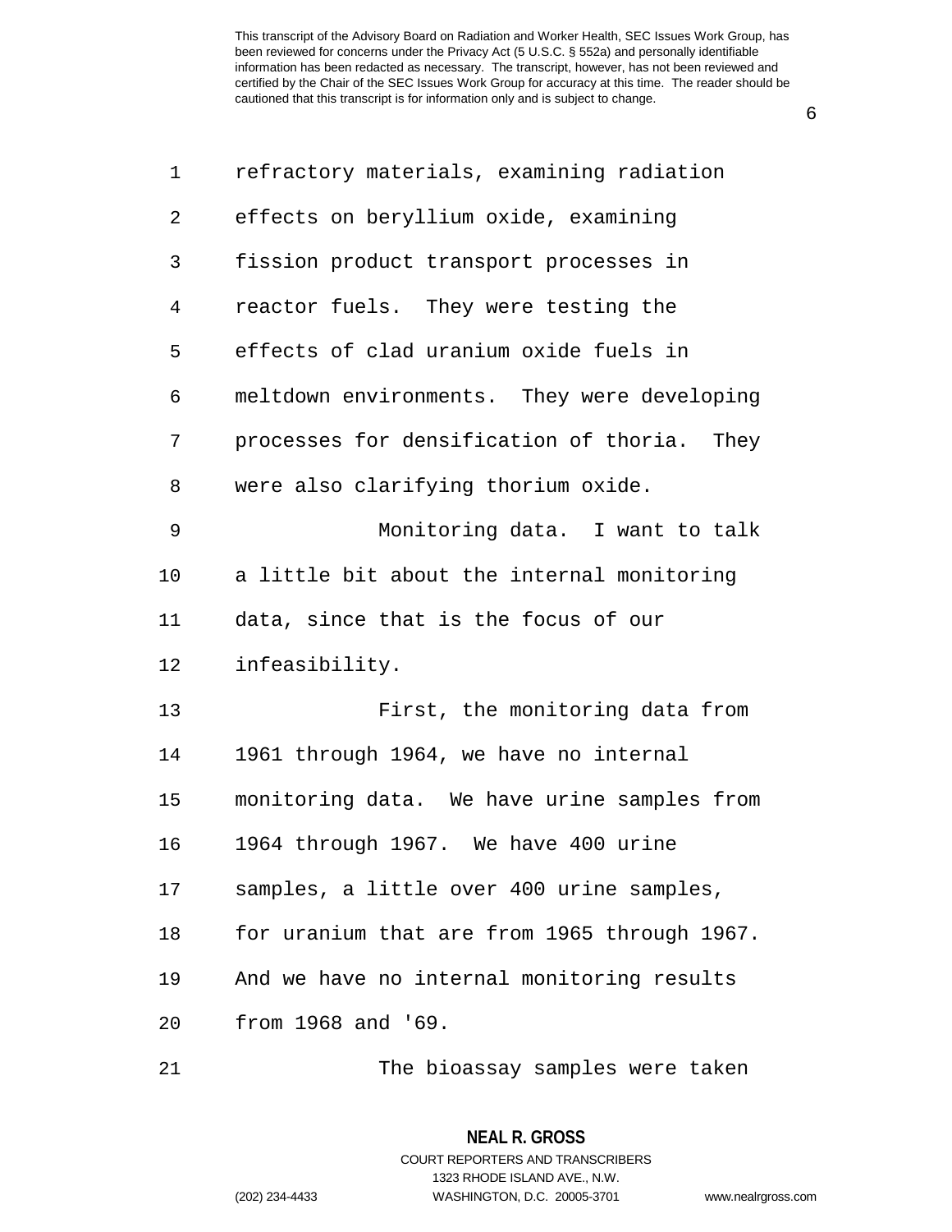refractory materials, examining radiation effects on beryllium oxide, examining fission product transport processes in reactor fuels. They were testing the effects of clad uranium oxide fuels in meltdown environments. They were developing processes for densification of thoria. They were also clarifying thorium oxide.

Monitoring data. I want to talk a little bit about the internal monitoring data, since that is the focus of our infeasibility.

First, the monitoring data from 1961 through 1964, we have no internal monitoring data. We have urine samples from 1964 through 1967. We have 400 urine samples, a little over 400 urine samples, for uranium that are from 1965 through 1967. And we have no internal monitoring results from 1968 and '69.

The bioassay samples were taken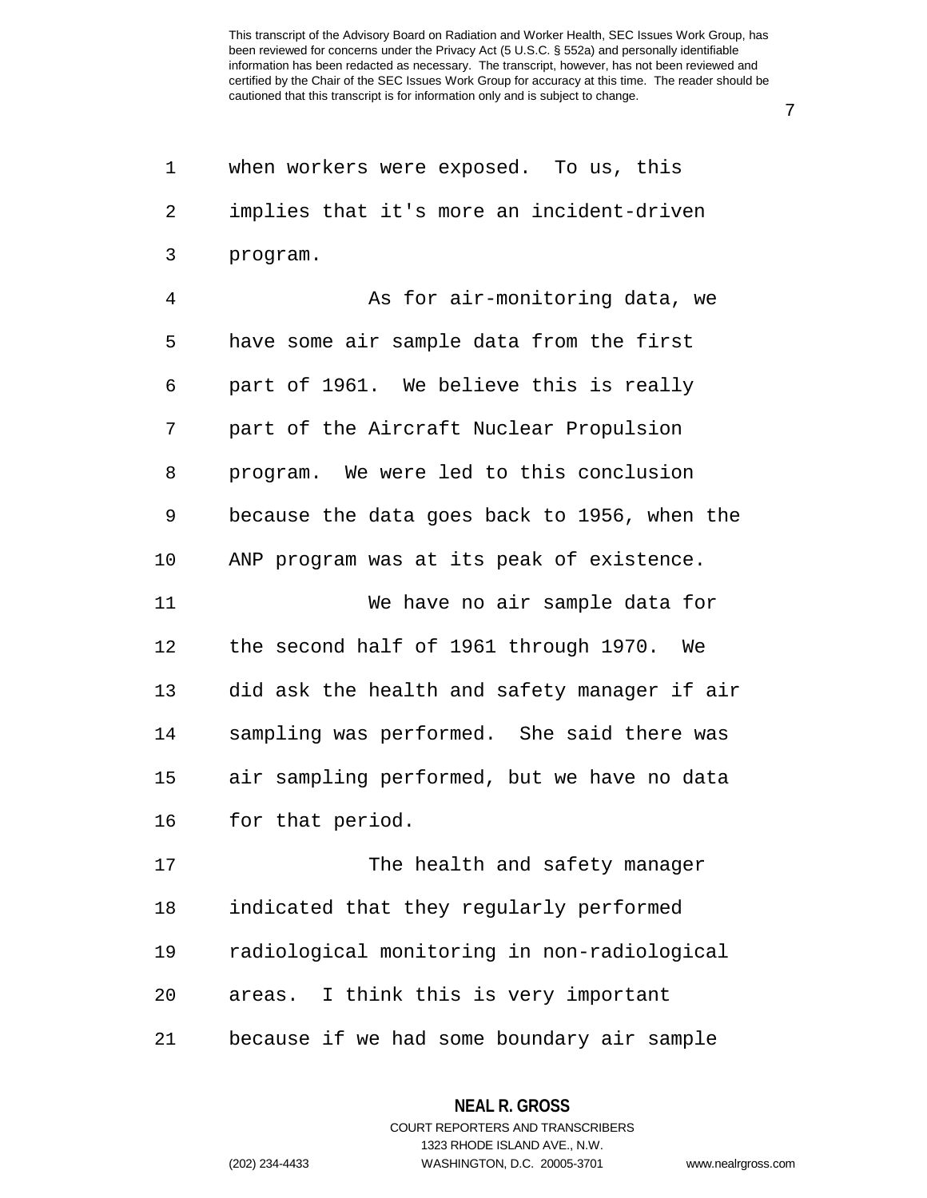when workers were exposed. To us, this implies that it's more an incident-driven program.

As for air-monitoring data, we have some air sample data from the first part of 1961. We believe this is really part of the Aircraft Nuclear Propulsion program. We were led to this conclusion because the data goes back to 1956, when the ANP program was at its peak of existence.

We have no air sample data for the second half of 1961 through 1970. We did ask the health and safety manager if air sampling was performed. She said there was air sampling performed, but we have no data for that period.

The health and safety manager indicated that they regularly performed radiological monitoring in non-radiological areas. I think this is very important because if we had some boundary air sample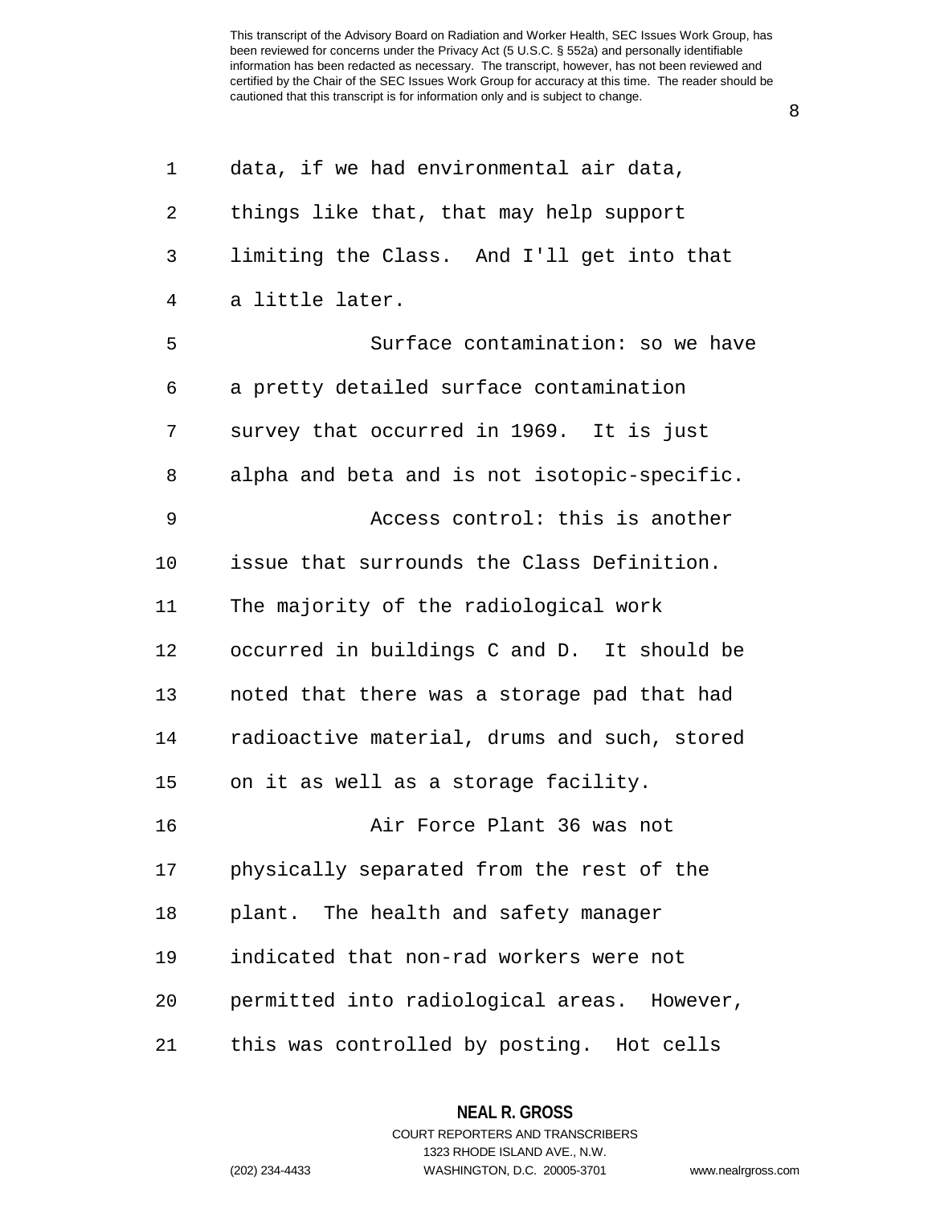data, if we had environmental air data, things like that, that may help support limiting the Class. And I'll get into that a little later.

Surface contamination: so we have a pretty detailed surface contamination survey that occurred in 1969. It is just alpha and beta and is not isotopic-specific.

Access control: this is another issue that surrounds the Class Definition. The majority of the radiological work occurred in buildings C and D. It should be noted that there was a storage pad that had radioactive material, drums and such, stored on it as well as a storage facility.

Air Force Plant 36 was not physically separated from the rest of the plant. The health and safety manager indicated that non-rad workers were not permitted into radiological areas. However, this was controlled by posting. Hot cells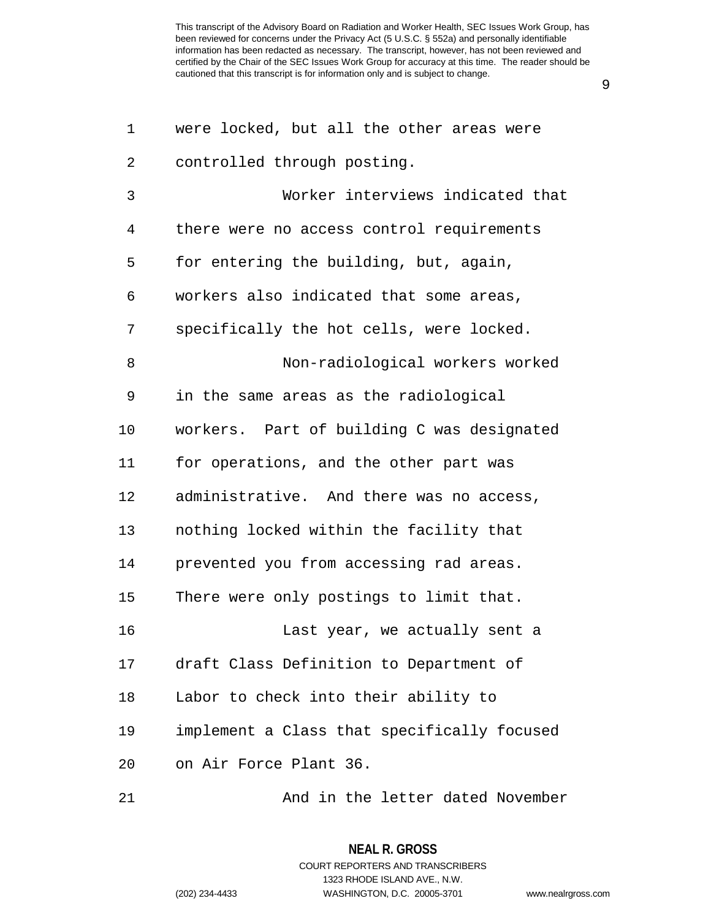were locked, but all the other areas were controlled through posting.

Worker interviews indicated that there were no access control requirements for entering the building, but, again, workers also indicated that some areas, specifically the hot cells, were locked.

Non-radiological workers worked in the same areas as the radiological workers. Part of building C was designated for operations, and the other part was administrative. And there was no access, nothing locked within the facility that prevented you from accessing rad areas. There were only postings to limit that.

Last year, we actually sent a draft Class Definition to Department of Labor to check into their ability to implement a Class that specifically focused on Air Force Plant 36.

And in the letter dated November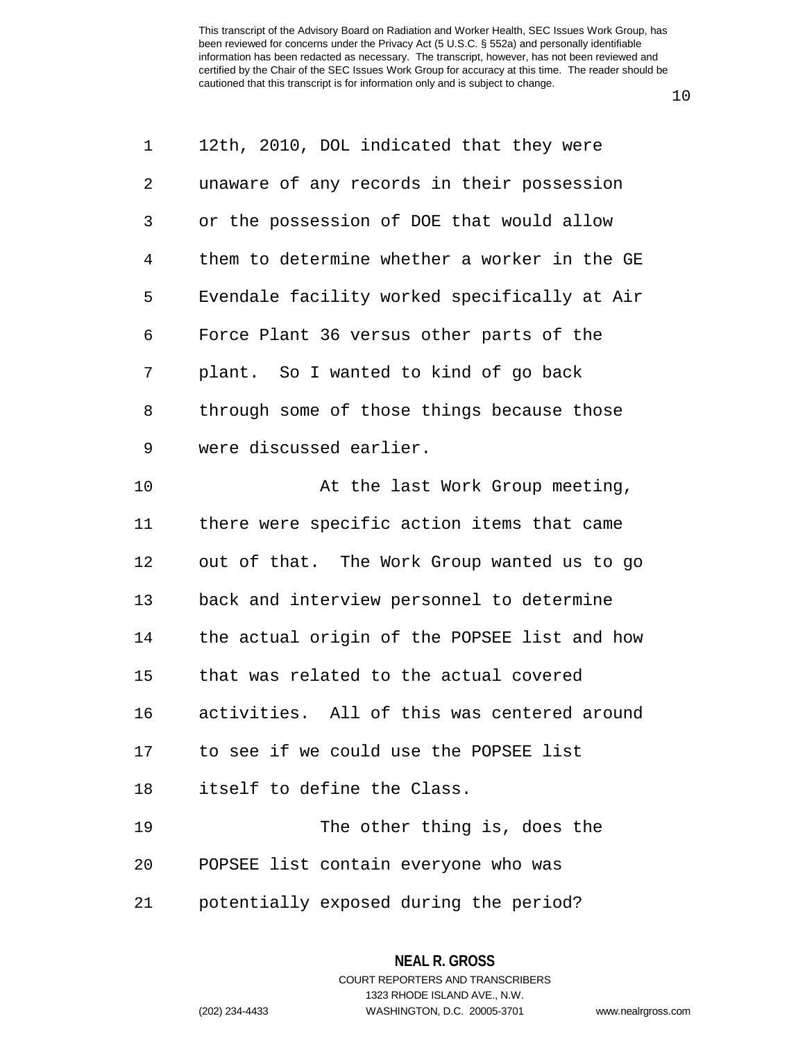12th, 2010, DOL indicated that they were unaware of any records in their possession or the possession of DOE that would allow them to determine whether a worker in the GE Evendale facility worked specifically at Air Force Plant 36 versus other parts of the plant. So I wanted to kind of go back through some of those things because those were discussed earlier.

At the last Work Group meeting, there were specific action items that came out of that. The Work Group wanted us to go back and interview personnel to determine the actual origin of the POPSEE list and how that was related to the actual covered activities. All of this was centered around to see if we could use the POPSEE list itself to define the Class.

The other thing is, does the POPSEE list contain everyone who was potentially exposed during the period?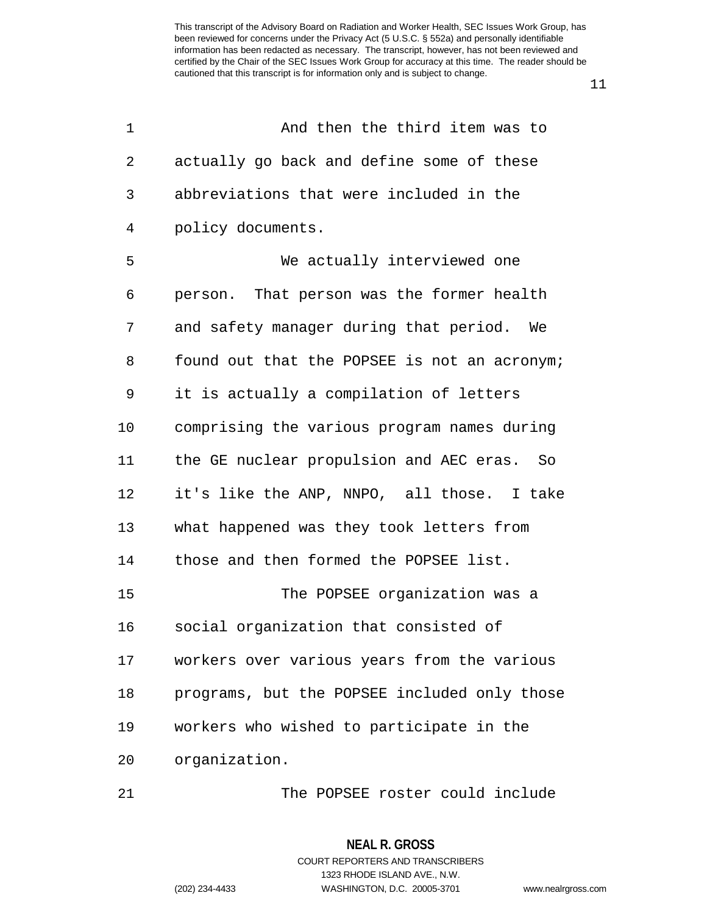And then the third item was to actually go back and define some of these abbreviations that were included in the policy documents.

We actually interviewed one person. That person was the former health and safety manager during that period. We found out that the POPSEE is not an acronym; it is actually a compilation of letters comprising the various program names during the GE nuclear propulsion and AEC eras. So it's like the ANP, NNPO, all those. I take what happened was they took letters from those and then formed the POPSEE list.

The POPSEE organization was a social organization that consisted of workers over various years from the various programs, but the POPSEE included only those workers who wished to participate in the organization.

The POPSEE roster could include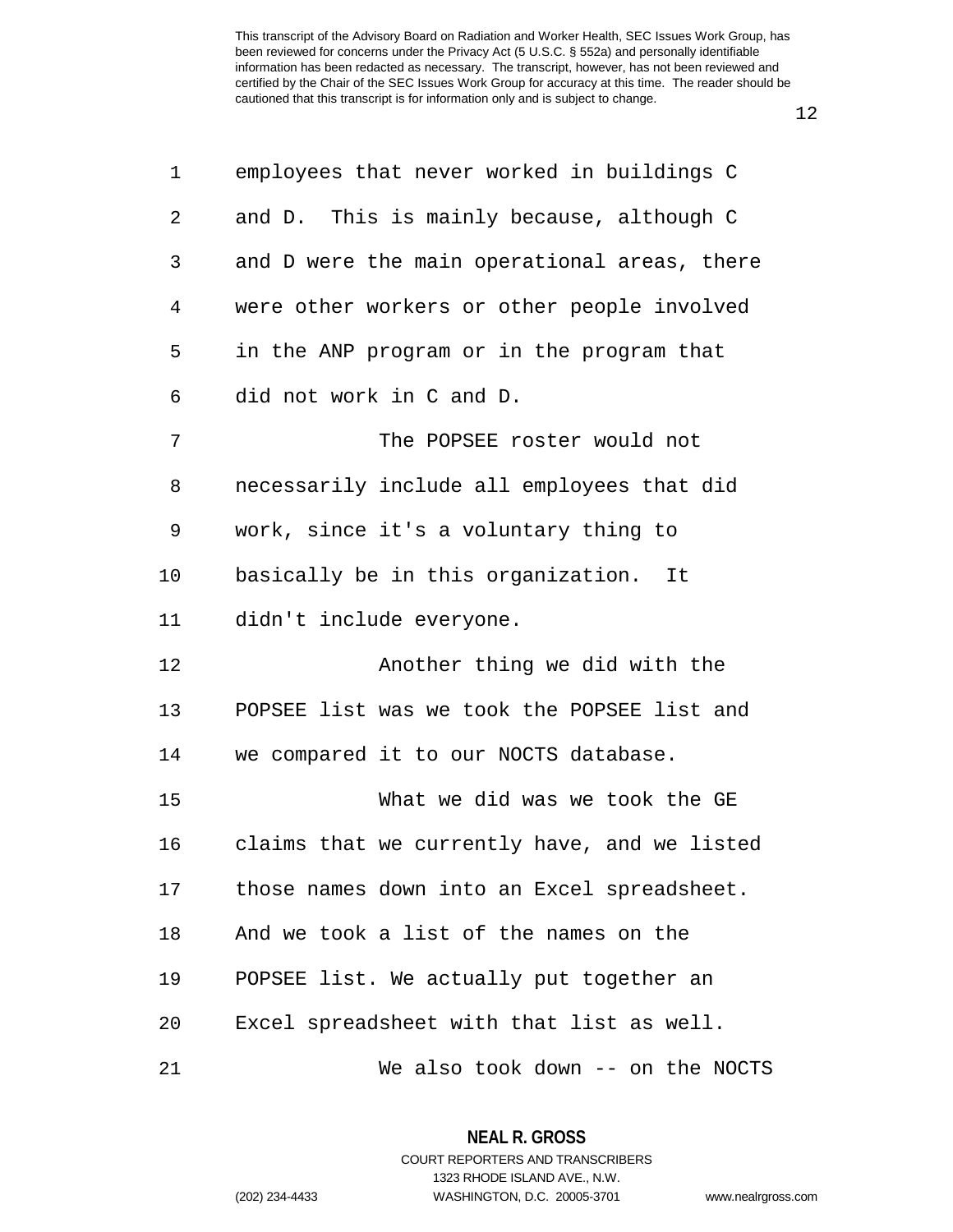employees that never worked in buildings C and D. This is mainly because, although C and D were the main operational areas, there were other workers or other people involved in the ANP program or in the program that did not work in C and D.

The POPSEE roster would not necessarily include all employees that did work, since it's a voluntary thing to basically be in this organization. It didn't include everyone.

Another thing we did with the POPSEE list was we took the POPSEE list and we compared it to our NOCTS database.

What we did was we took the GE claims that we currently have, and we listed those names down into an Excel spreadsheet. And we took a list of the names on the POPSEE list. We actually put together an Excel spreadsheet with that list as well.

We also took down -- on the NOCTS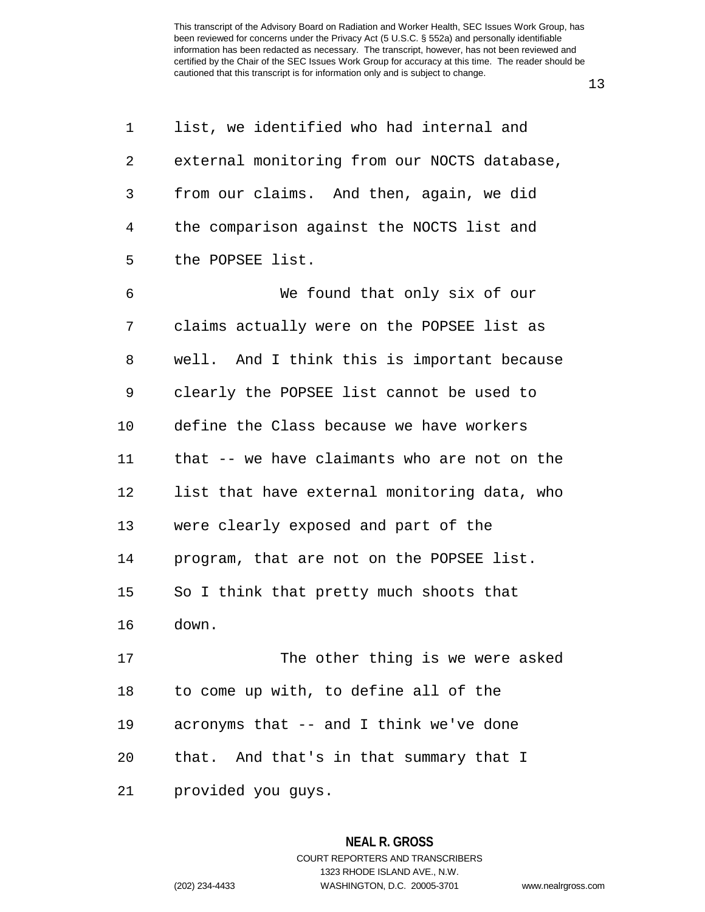list, we identified who had internal and external monitoring from our NOCTS database, from our claims. And then, again, we did the comparison against the NOCTS list and the POPSEE list.

We found that only six of our claims actually were on the POPSEE list as well. And I think this is important because clearly the POPSEE list cannot be used to define the Class because we have workers that -- we have claimants who are not on the list that have external monitoring data, who were clearly exposed and part of the program, that are not on the POPSEE list. So I think that pretty much shoots that down.

The other thing is we were asked to come up with, to define all of the acronyms that -- and I think we've done that. And that's in that summary that I provided you guys.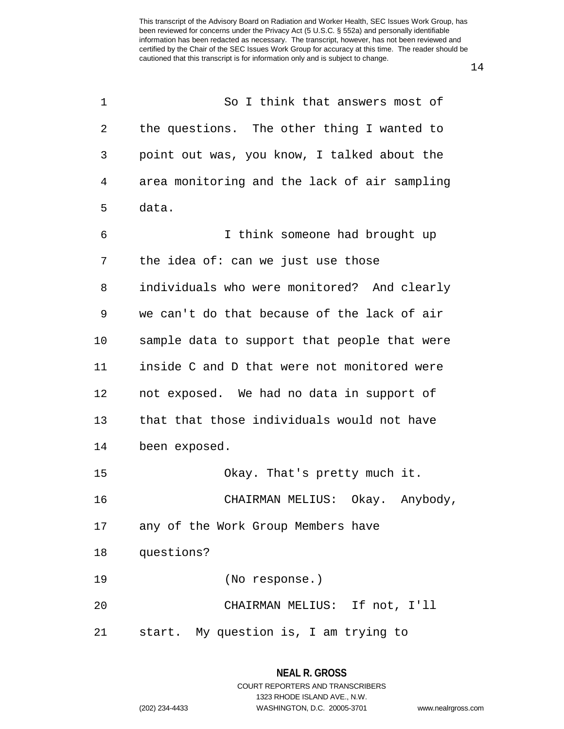So I think that answers most of the questions. The other thing I wanted to point out was, you know, I talked about the area monitoring and the lack of air sampling data.

I think someone had brought up the idea of: can we just use those individuals who were monitored? And clearly we can't do that because of the lack of air sample data to support that people that were inside C and D that were not monitored were not exposed. We had no data in support of that that those individuals would not have been exposed.

Okay. That's pretty much it.

CHAIRMAN MELIUS: Okay. Anybody, any of the Work Group Members have questions?

(No response.)

CHAIRMAN MELIUS: If not, I'll start. My question is, I am trying to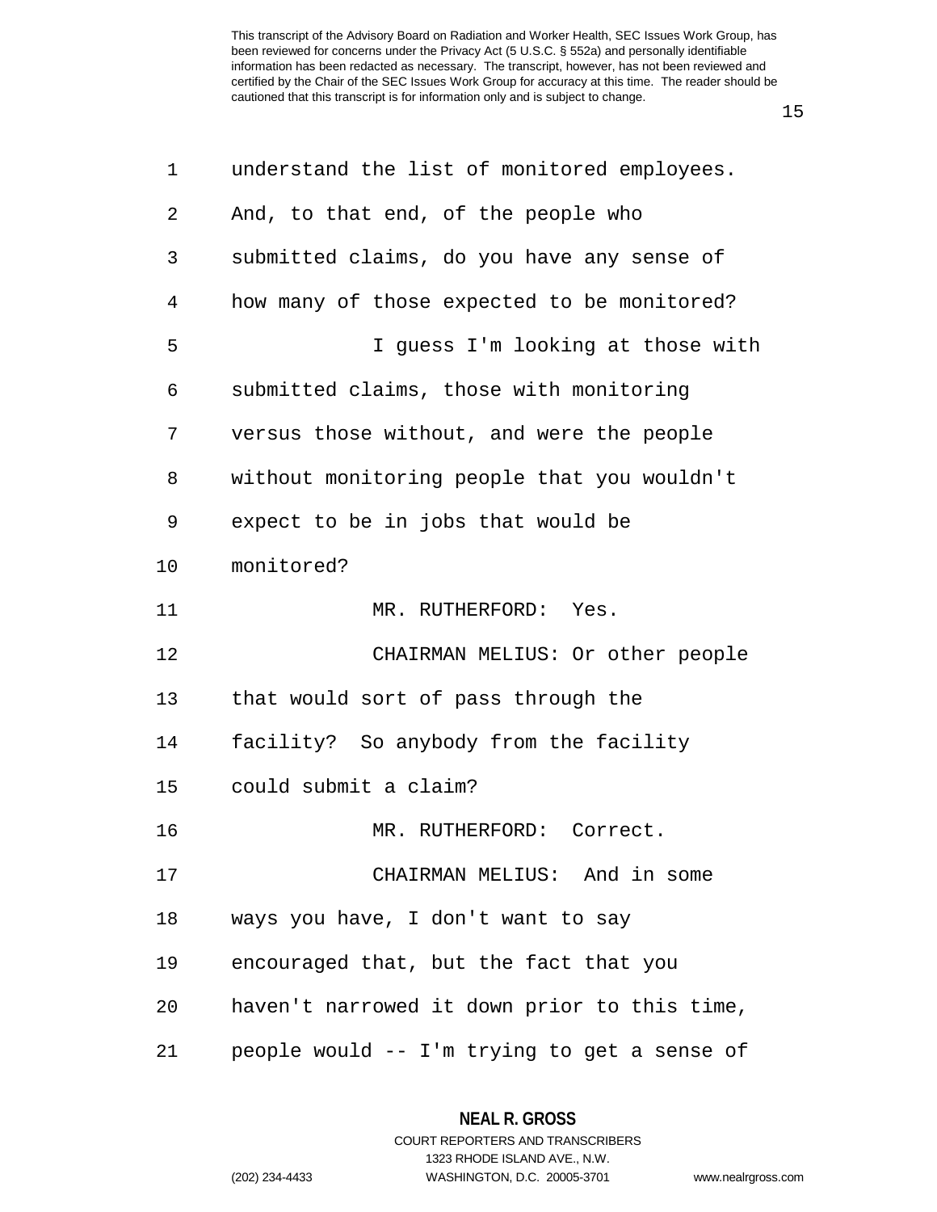understand the list of monitored employees. And, to that end, of the people who submitted claims, do you have any sense of how many of those expected to be monitored?

I guess I'm looking at those with submitted claims, those with monitoring versus those without, and were the people without monitoring people that you wouldn't expect to be in jobs that would be monitored?

MR. RUTHERFORD: Yes.

CHAIRMAN MELIUS: Or other people that would sort of pass through the facility? So anybody from the facility could submit a claim?

MR. RUTHERFORD: Correct.

CHAIRMAN MELIUS: And in some ways you have, I don't want to say encouraged that, but the fact that you haven't narrowed it down prior to this time, people would -- I'm trying to get a sense of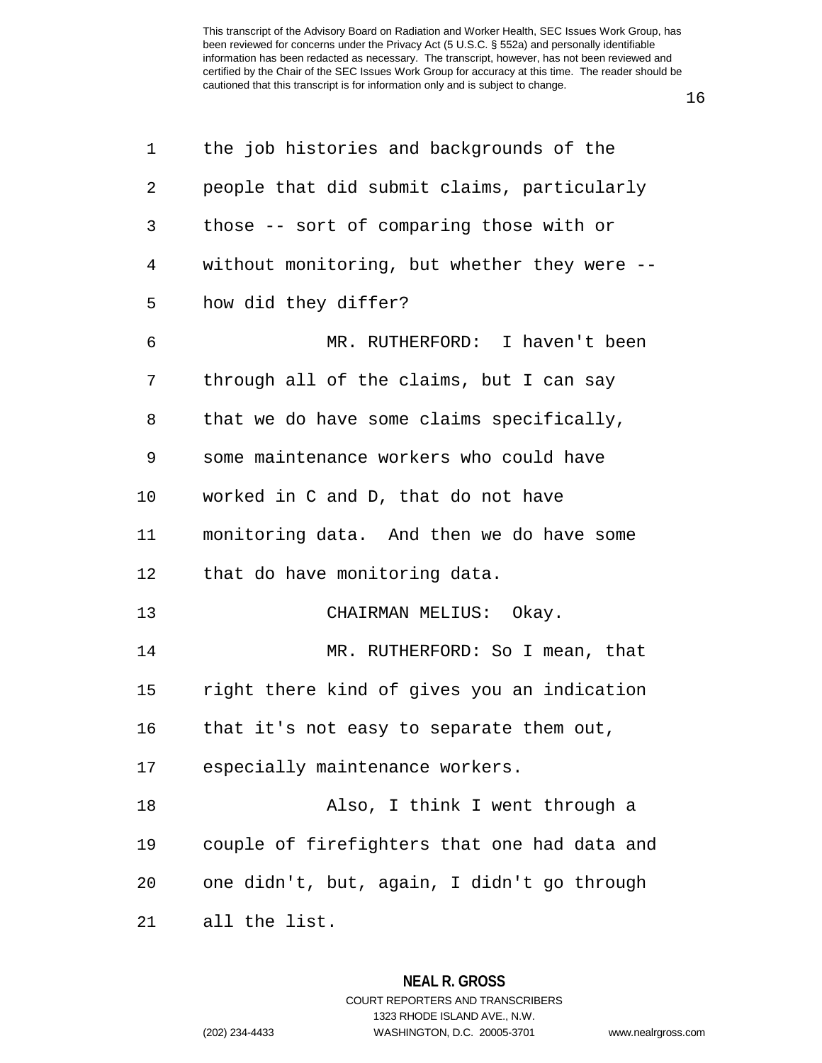the job histories and backgrounds of the people that did submit claims, particularly those -- sort of comparing those with or without monitoring, but whether they were -- how did they differ?

MR. RUTHERFORD: I haven't been through all of the claims, but I can say that we do have some claims specifically, some maintenance workers who could have worked in C and D, that do not have monitoring data. And then we do have some that do have monitoring data.

CHAIRMAN MELIUS: Okay.

MR. RUTHERFORD: So I mean, that right there kind of gives you an indication that it's not easy to separate them out, especially maintenance workers.

Also, I think I went through a couple of firefighters that one had data and one didn't, but, again, I didn't go through all the list.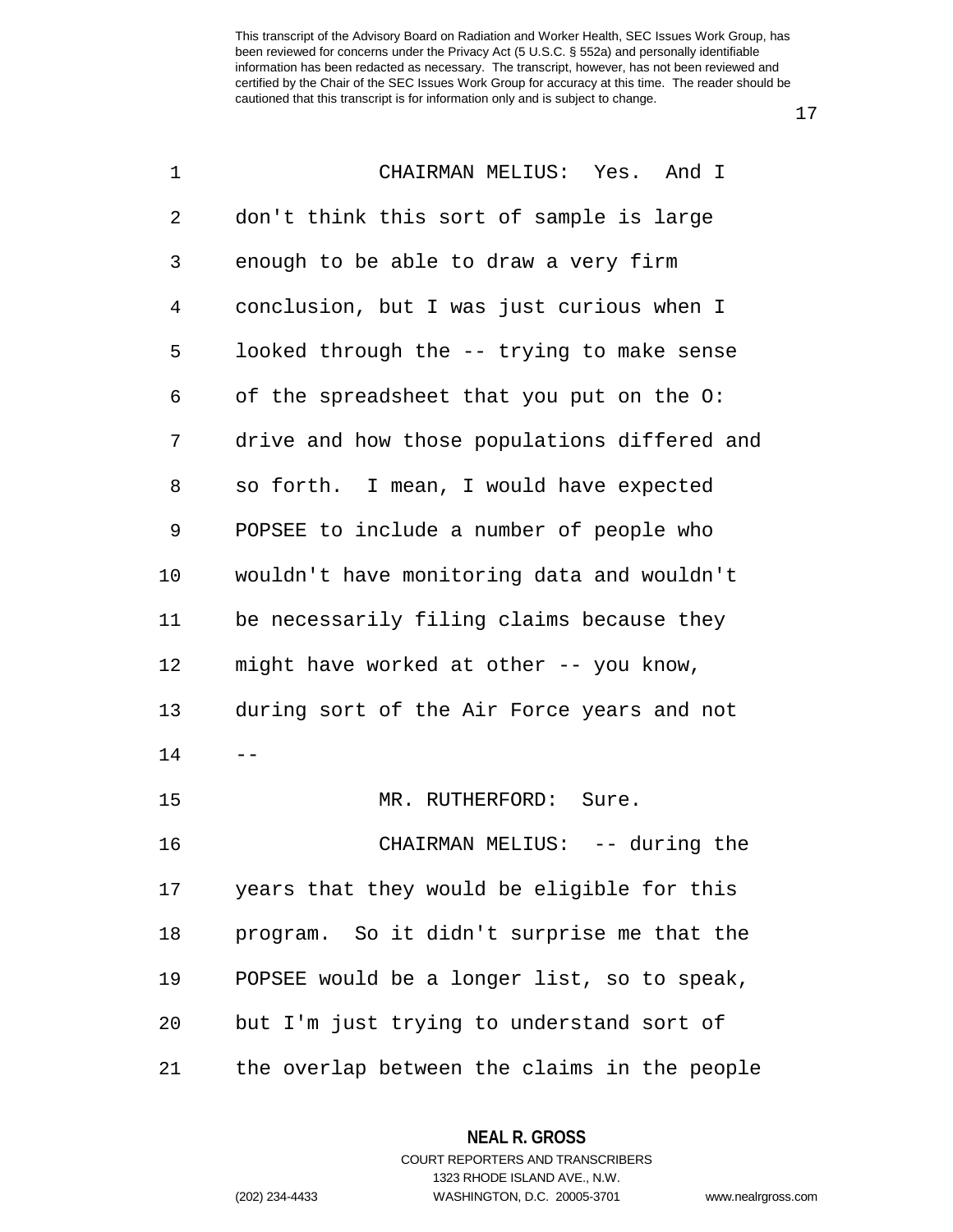CHAIRMAN MELIUS: Yes. And I don't think this sort of sample is large enough to be able to draw a very firm conclusion, but I was just curious when I looked through the -- trying to make sense of the spreadsheet that you put on the O: drive and how those populations differed and so forth. I mean, I would have expected POPSEE to include a number of people who wouldn't have monitoring data and wouldn't be necessarily filing claims because they might have worked at other -- you know, during sort of the Air Force years and not --

MR. RUTHERFORD: Sure.

CHAIRMAN MELIUS: -- during the years that they would be eligible for this program. So it didn't surprise me that the POPSEE would be a longer list, so to speak, but I'm just trying to understand sort of the overlap between the claims in the people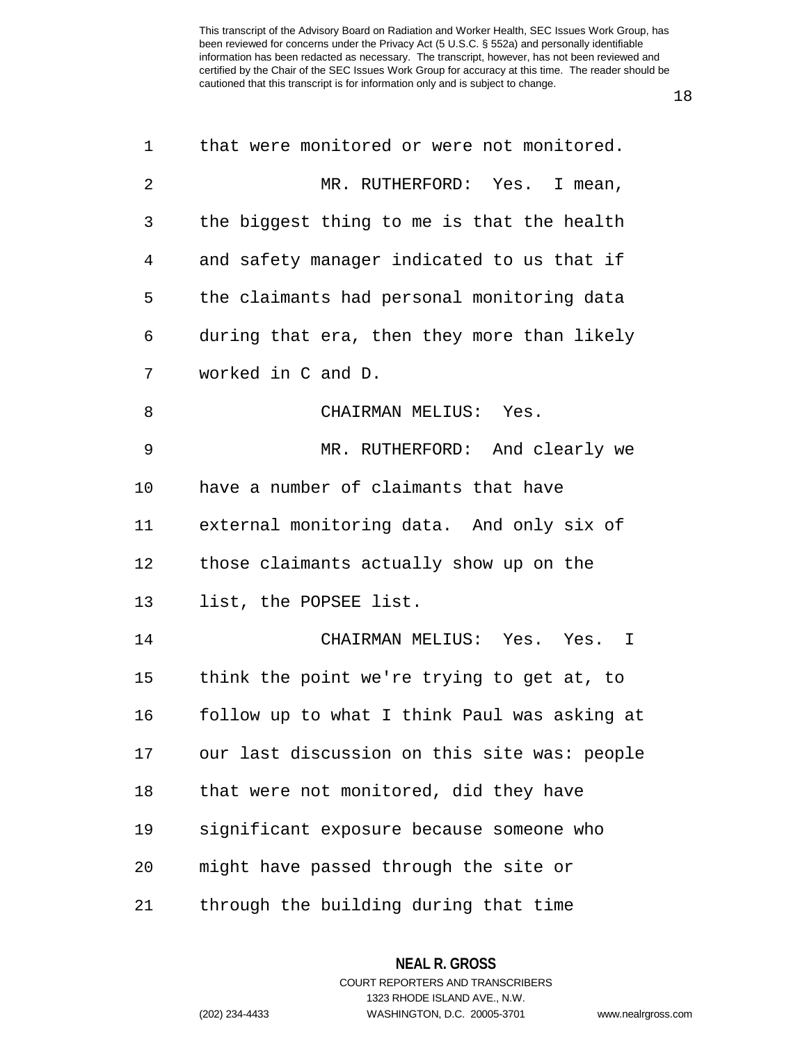that were monitored or were not monitored.

MR. RUTHERFORD: Yes. I mean, the biggest thing to me is that the health and safety manager indicated to us that if the claimants had personal monitoring data during that era, then they more than likely worked in C and D.

CHAIRMAN MELIUS: Yes.

MR. RUTHERFORD: And clearly we have a number of claimants that have external monitoring data. And only six of those claimants actually show up on the list, the POPSEE list.

CHAIRMAN MELIUS: Yes. Yes. I think the point we're trying to get at, to follow up to what I think Paul was asking at our last discussion on this site was: people that were not monitored, did they have significant exposure because someone who might have passed through the site or through the building during that time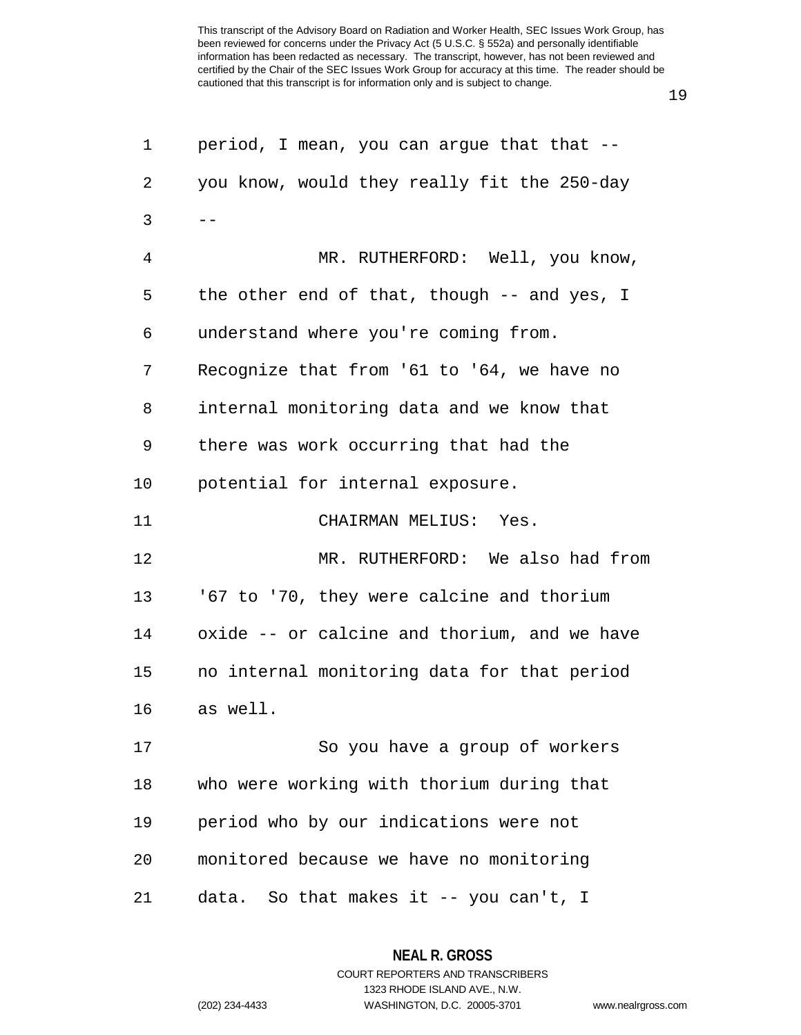period, I mean, you can argue that that -- you know, would they really fit the 250-day --

MR. RUTHERFORD: Well, you know, the other end of that, though -- and yes, I understand where you're coming from. Recognize that from '61 to '64, we have no internal monitoring data and we know that there was work occurring that had the potential for internal exposure.

CHAIRMAN MELIUS: Yes.

MR. RUTHERFORD: We also had from '67 to '70, they were calcine and thorium oxide -- or calcine and thorium, and we have no internal monitoring data for that period as well.

So you have a group of workers who were working with thorium during that period who by our indications were not monitored because we have no monitoring data. So that makes it -- you can't, I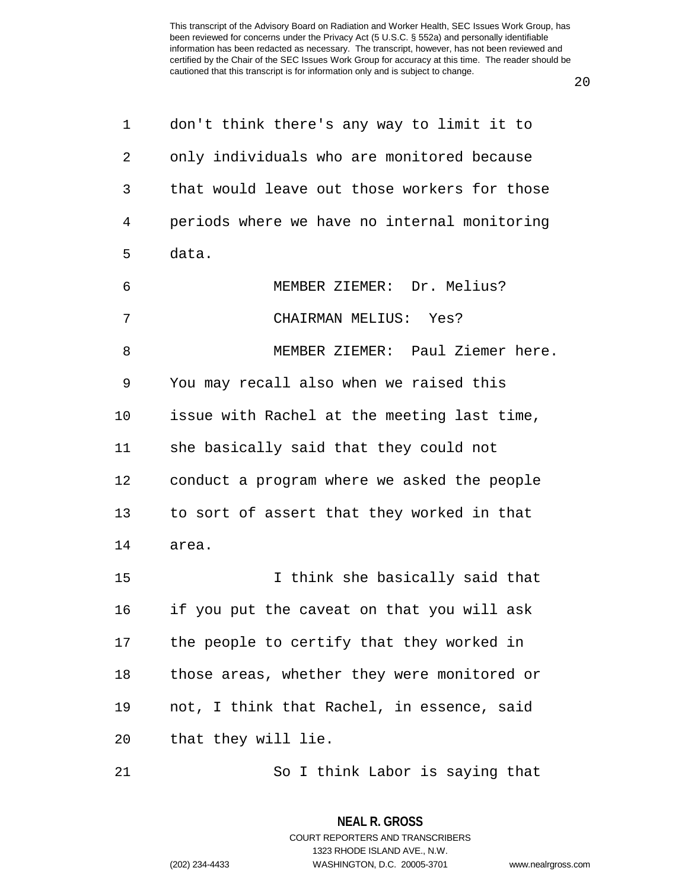don't think there's any way to limit it to only individuals who are monitored because that would leave out those workers for those periods where we have no internal monitoring data.

MEMBER ZIEMER: Dr. Melius?

CHAIRMAN MELIUS: Yes?

MEMBER ZIEMER: Paul Ziemer here. You may recall also when we raised this issue with Rachel at the meeting last time, she basically said that they could not conduct a program where we asked the people to sort of assert that they worked in that area.

I think she basically said that if you put the caveat on that you will ask the people to certify that they worked in those areas, whether they were monitored or not, I think that Rachel, in essence, said that they will lie.

So I think Labor is saying that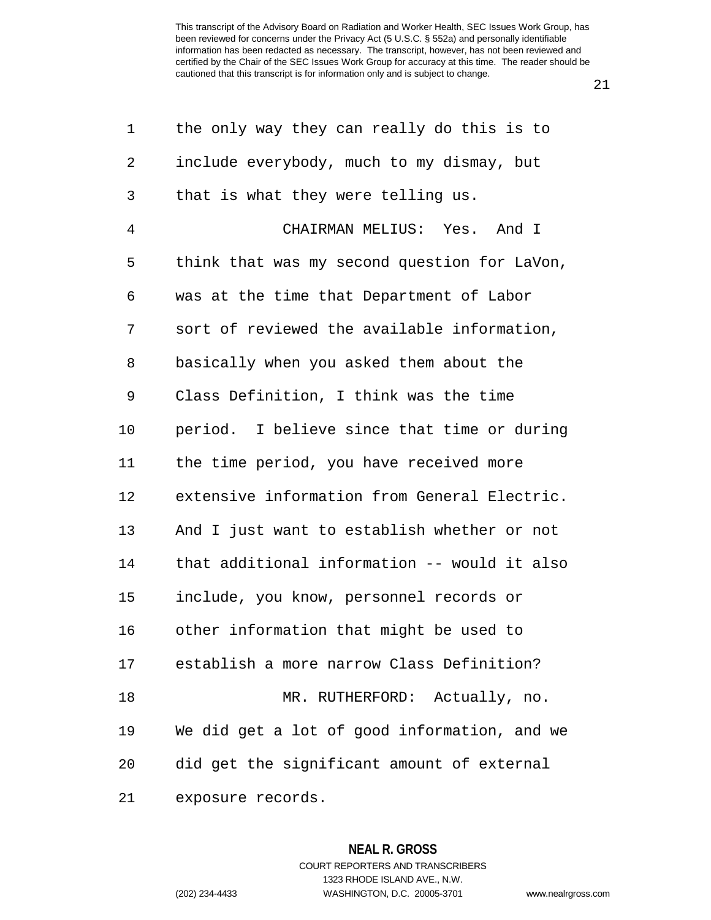the only way they can really do this is to include everybody, much to my dismay, but that is what they were telling us.

CHAIRMAN MELIUS: Yes. And I think that was my second question for LaVon, was at the time that Department of Labor sort of reviewed the available information, basically when you asked them about the Class Definition, I think was the time period. I believe since that time or during the time period, you have received more extensive information from General Electric. And I just want to establish whether or not that additional information -- would it also include, you know, personnel records or other information that might be used to establish a more narrow Class Definition?

MR. RUTHERFORD: Actually, no. We did get a lot of good information, and we did get the significant amount of external exposure records.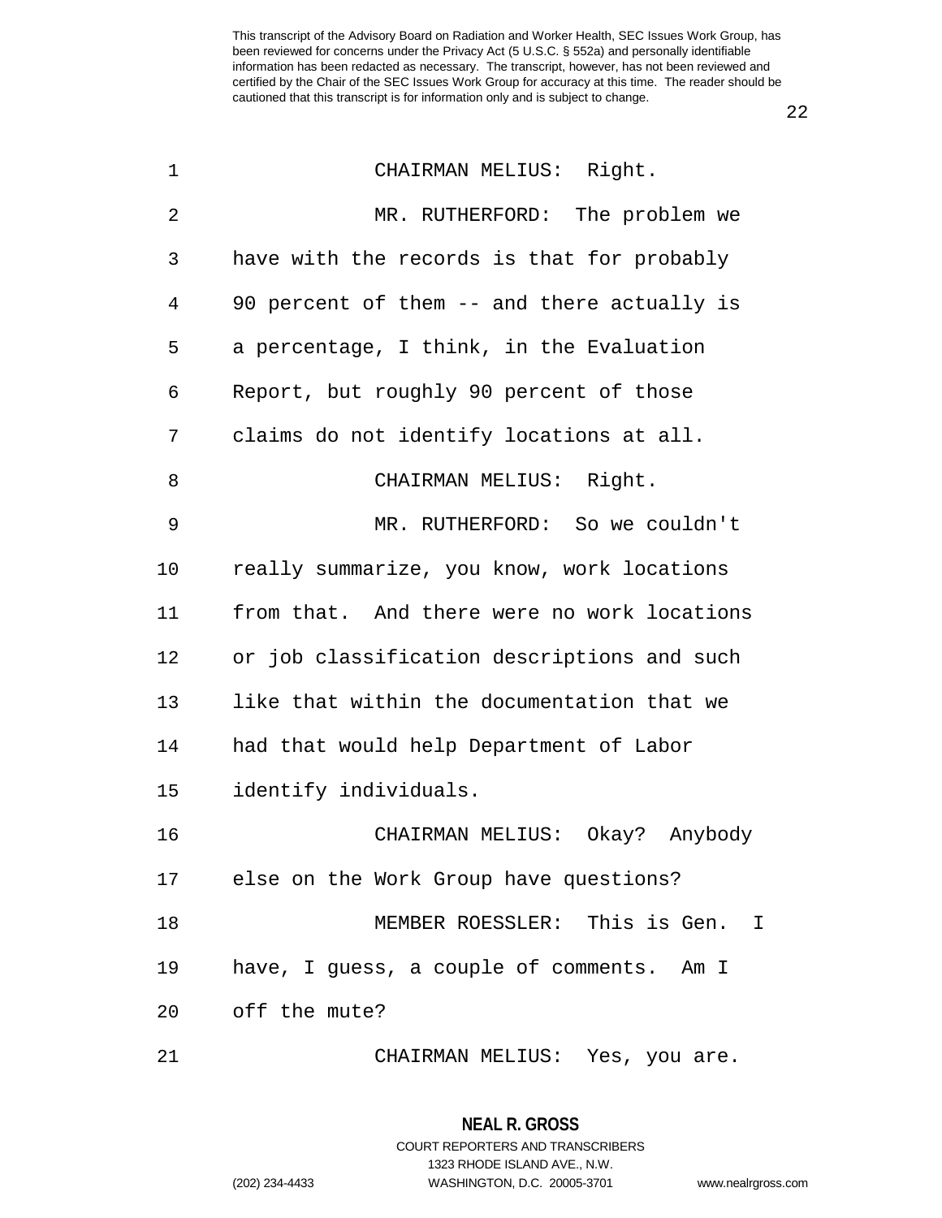CHAIRMAN MELIUS: Right.

MR. RUTHERFORD: The problem we have with the records is that for probably 90 percent of them -- and there actually is a percentage, I think, in the Evaluation Report, but roughly 90 percent of those claims do not identify locations at all.

CHAIRMAN MELIUS: Right.

MR. RUTHERFORD: So we couldn't really summarize, you know, work locations from that. And there were no work locations or job classification descriptions and such like that within the documentation that we had that would help Department of Labor identify individuals.

CHAIRMAN MELIUS: Okay? Anybody else on the Work Group have questions?

MEMBER ROESSLER: This is Gen. I have, I guess, a couple of comments. Am I off the mute?

CHAIRMAN MELIUS: Yes, you are.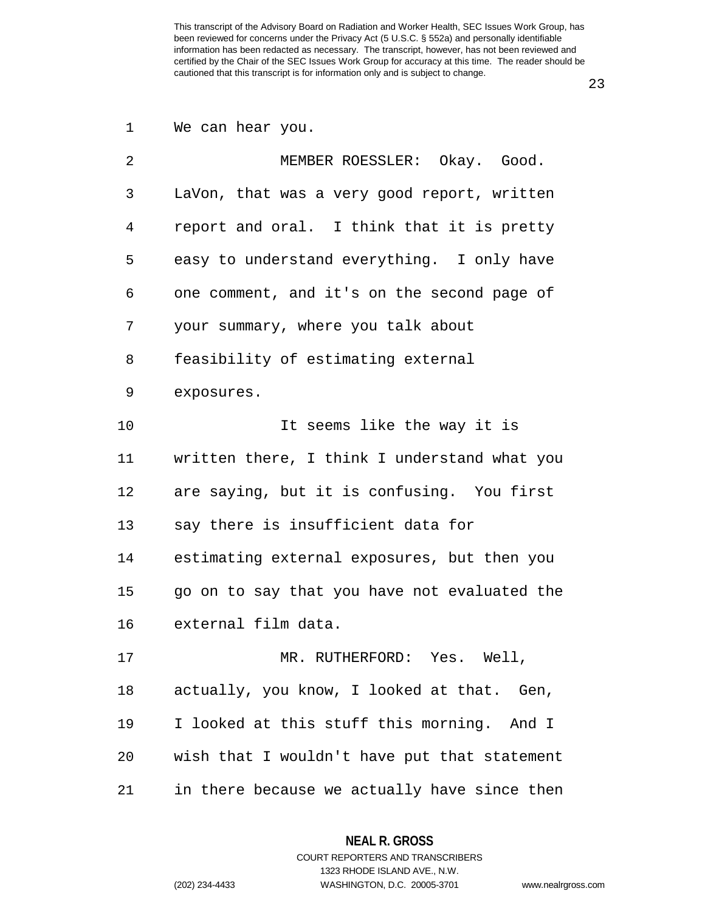We can hear you.

MEMBER ROESSLER: Okay. Good. LaVon, that was a very good report, written report and oral. I think that it is pretty easy to understand everything. I only have one comment, and it's on the second page of your summary, where you talk about feasibility of estimating external exposures.

It seems like the way it is written there, I think I understand what you are saying, but it is confusing. You first say there is insufficient data for estimating external exposures, but then you go on to say that you have not evaluated the external film data.

MR. RUTHERFORD: Yes. Well, actually, you know, I looked at that. Gen, I looked at this stuff this morning. And I wish that I wouldn't have put that statement in there because we actually have since then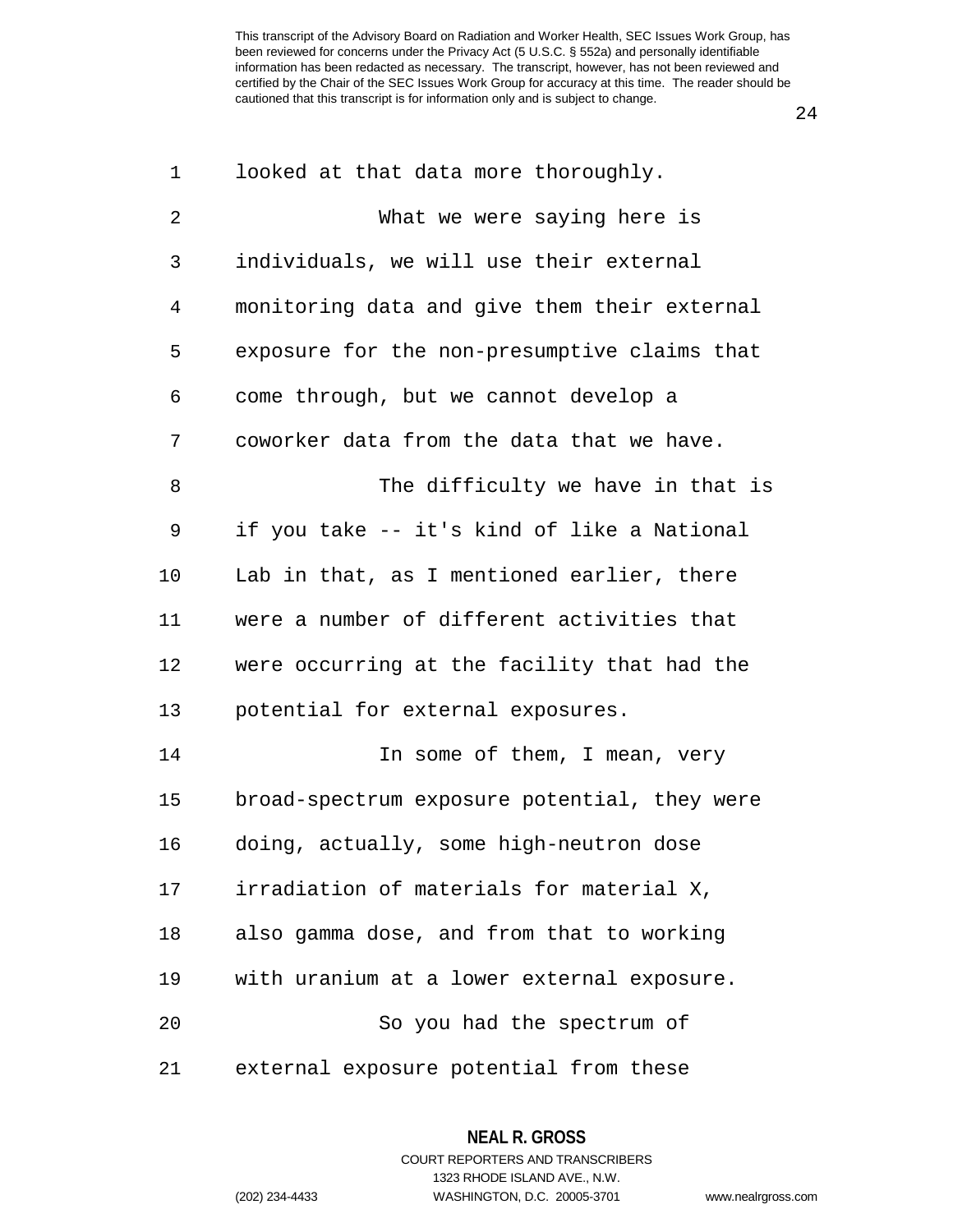looked at that data more thoroughly.

What we were saying here is individuals, we will use their external monitoring data and give them their external exposure for the non-presumptive claims that come through, but we cannot develop a coworker data from the data that we have.

The difficulty we have in that is if you take -- it's kind of like a National Lab in that, as I mentioned earlier, there were a number of different activities that were occurring at the facility that had the potential for external exposures.

In some of them, I mean, very broad-spectrum exposure potential, they were doing, actually, some high-neutron dose irradiation of materials for material X, also gamma dose, and from that to working with uranium at a lower external exposure.

So you had the spectrum of external exposure potential from these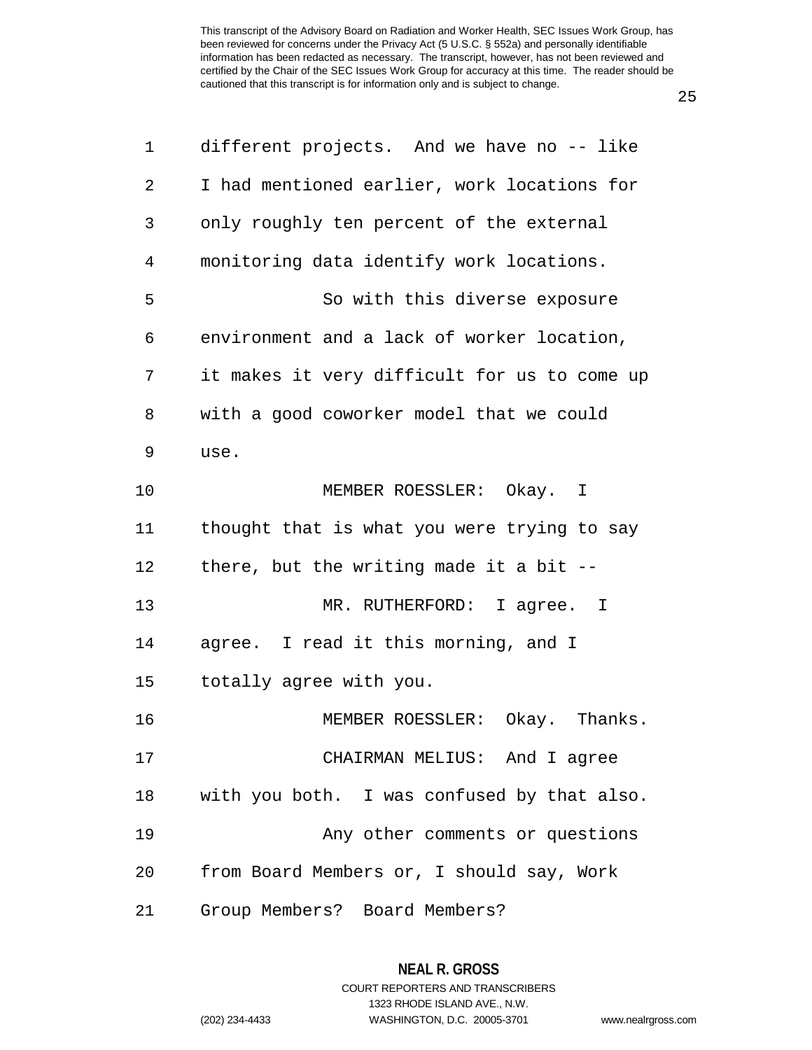different projects. And we have no -- like I had mentioned earlier, work locations for only roughly ten percent of the external monitoring data identify work locations.

So with this diverse exposure environment and a lack of worker location, it makes it very difficult for us to come up with a good coworker model that we could use.

MEMBER ROESSLER: Okay. I thought that is what you were trying to say there, but the writing made it a bit --

MR. RUTHERFORD: I agree. I agree. I read it this morning, and I totally agree with you.

MEMBER ROESSLER: Okay. Thanks.

CHAIRMAN MELIUS: And I agree with you both. I was confused by that also.

Any other comments or questions from Board Members or, I should say, Work Group Members? Board Members?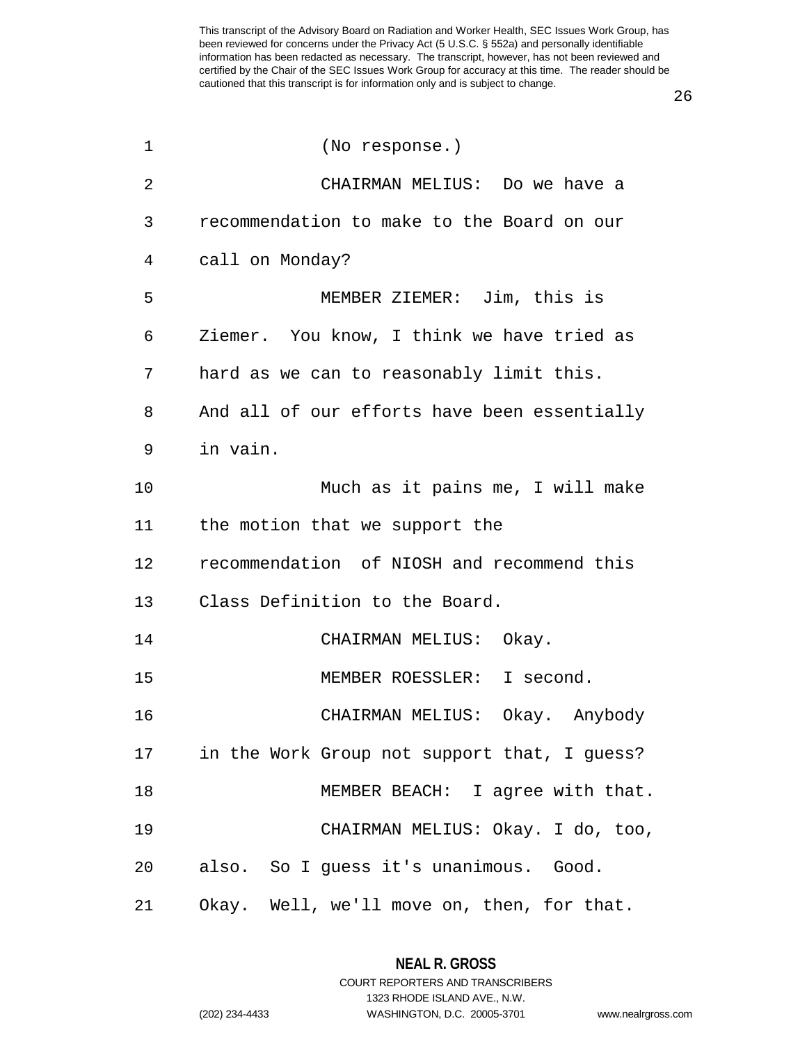(No response.)

CHAIRMAN MELIUS: Do we have a recommendation to make to the Board on our call on Monday?

MEMBER ZIEMER: Jim, this is Ziemer. You know, I think we have tried as hard as we can to reasonably limit this. And all of our efforts have been essentially in vain.

Much as it pains me, I will make the motion that we support the recommendation of NIOSH and recommend this Class Definition to the Board.

CHAIRMAN MELIUS: Okay.

MEMBER ROESSLER: I second.

CHAIRMAN MELIUS: Okay. Anybody in the Work Group not support that, I guess?

MEMBER BEACH: I agree with that.

CHAIRMAN MELIUS: Okay. I do, too, also. So I guess it's unanimous. Good. Okay. Well, we'll move on, then, for that.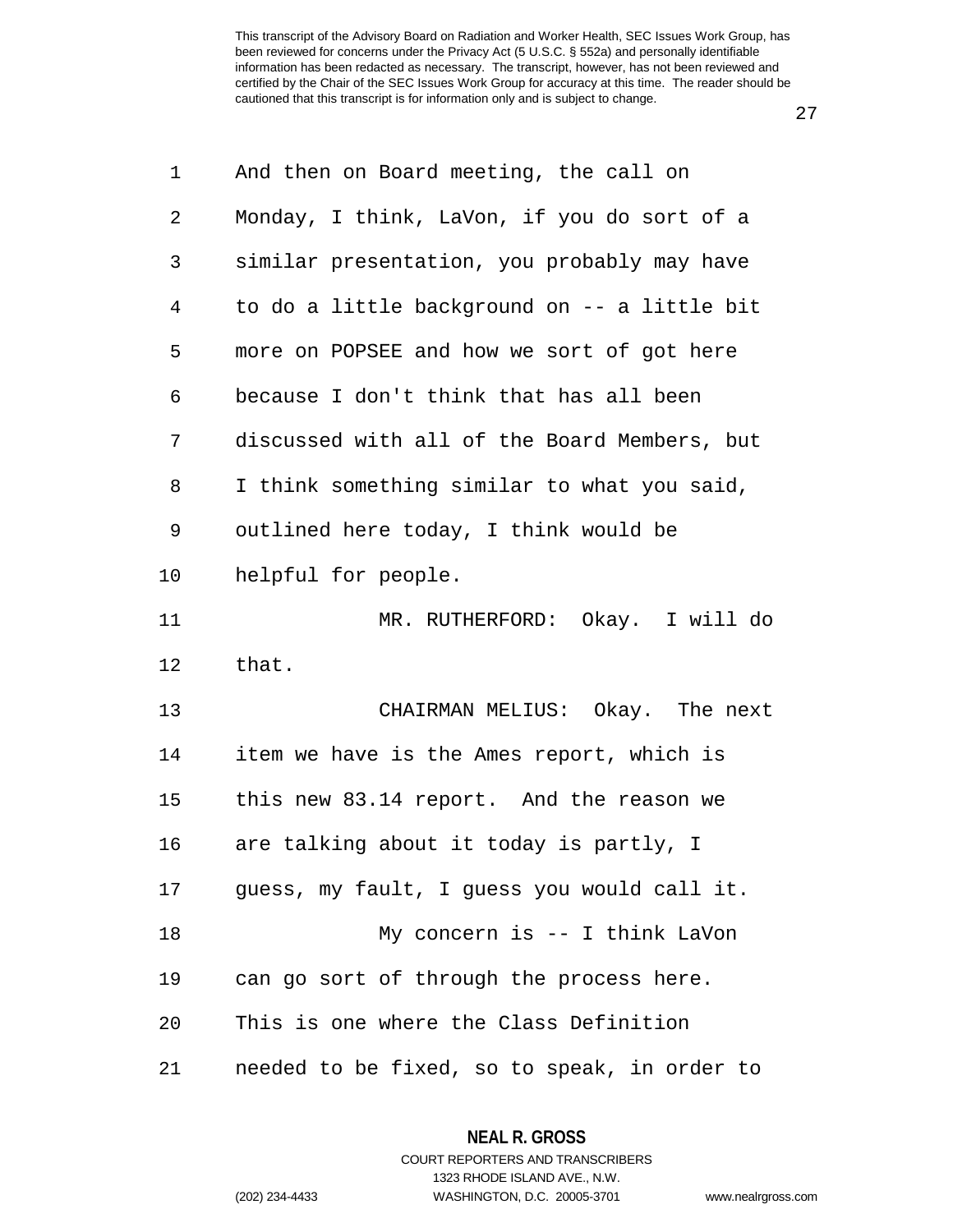And then on Board meeting, the call on Monday, I think, LaVon, if you do sort of a similar presentation, you probably may have to do a little background on -- a little bit more on POPSEE and how we sort of got here because I don't think that has all been discussed with all of the Board Members, but I think something similar to what you said, outlined here today, I think would be helpful for people.

MR. RUTHERFORD: Okay. I will do that.

CHAIRMAN MELIUS: Okay. The next item we have is the Ames report, which is this new 83.14 report. And the reason we are talking about it today is partly, I guess, my fault, I guess you would call it.

My concern is -- I think LaVon can go sort of through the process here. This is one where the Class Definition needed to be fixed, so to speak, in order to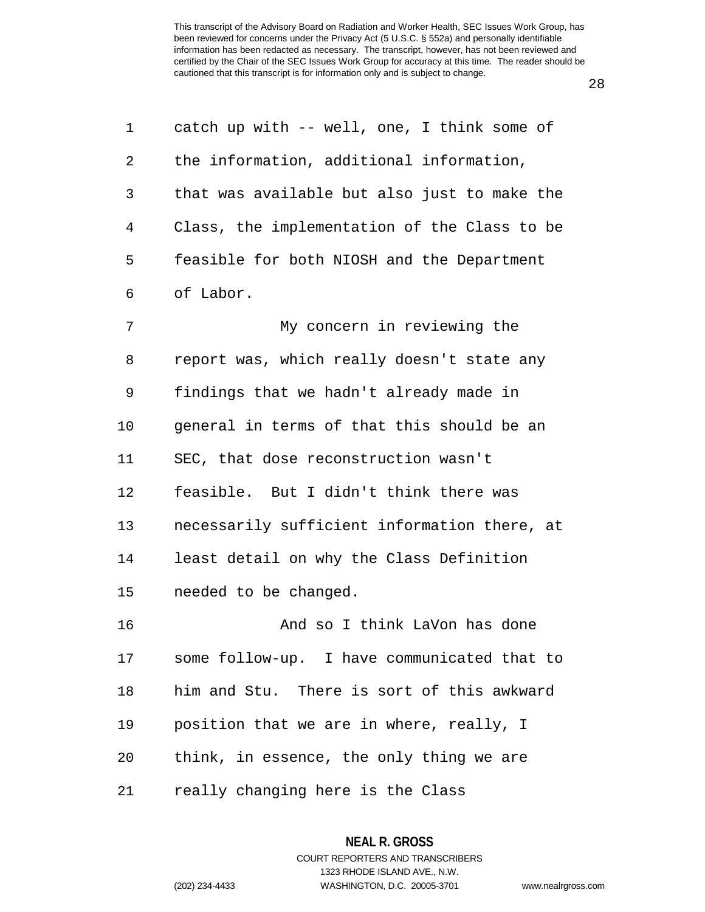catch up with -- well, one, I think some of the information, additional information, that was available but also just to make the Class, the implementation of the Class to be feasible for both NIOSH and the Department of Labor.

My concern in reviewing the report was, which really doesn't state any findings that we hadn't already made in general in terms of that this should be an SEC, that dose reconstruction wasn't feasible. But I didn't think there was necessarily sufficient information there, at least detail on why the Class Definition needed to be changed.

And so I think LaVon has done some follow-up. I have communicated that to him and Stu. There is sort of this awkward position that we are in where, really, I think, in essence, the only thing we are really changing here is the Class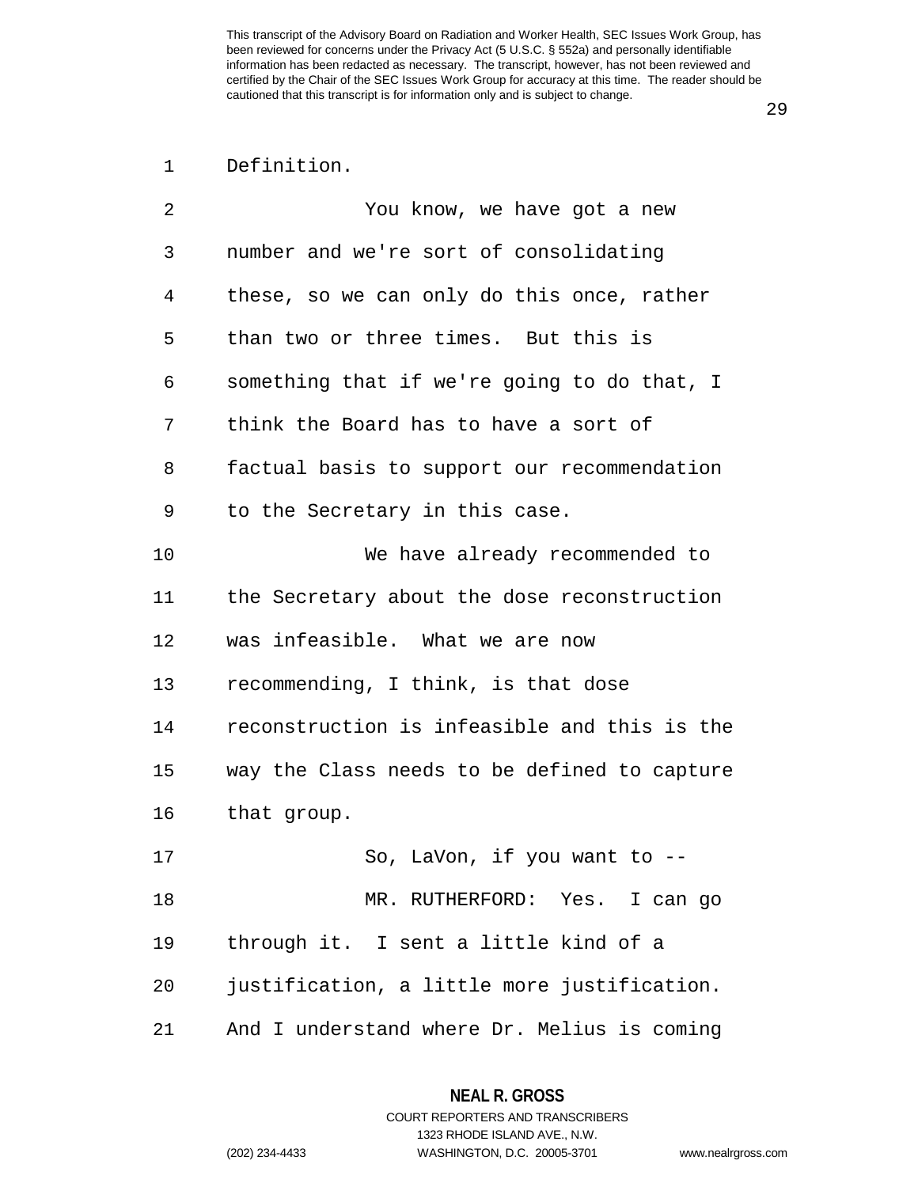Definition.

You know, we have got a new number and we're sort of consolidating these, so we can only do this once, rather than two or three times. But this is something that if we're going to do that, I think the Board has to have a sort of factual basis to support our recommendation to the Secretary in this case.

We have already recommended to the Secretary about the dose reconstruction was infeasible. What we are now recommending, I think, is that dose reconstruction is infeasible and this is the way the Class needs to be defined to capture that group.

So, LaVon, if you want to --

MR. RUTHERFORD: Yes. I can go through it. I sent a little kind of a justification, a little more justification. And I understand where Dr. Melius is coming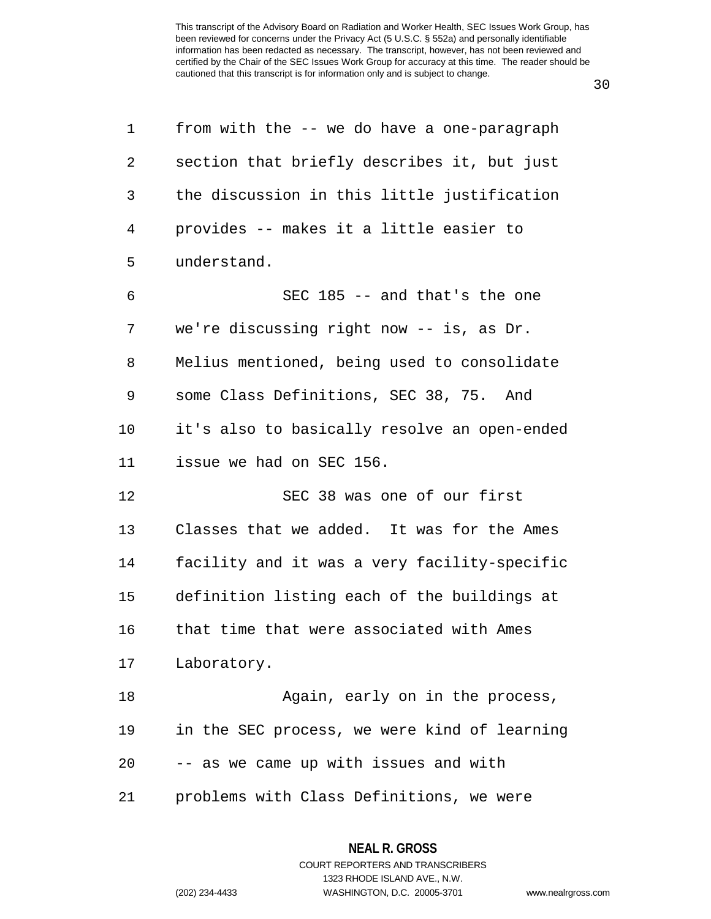from with the -- we do have a one-paragraph section that briefly describes it, but just the discussion in this little justification provides -- makes it a little easier to understand.

SEC 185 -- and that's the one we're discussing right now -- is, as Dr. Melius mentioned, being used to consolidate some Class Definitions, SEC 38, 75. And it's also to basically resolve an open-ended issue we had on SEC 156.

SEC 38 was one of our first Classes that we added. It was for the Ames facility and it was a very facility-specific definition listing each of the buildings at that time that were associated with Ames Laboratory.

Again, early on in the process, in the SEC process, we were kind of learning -- as we came up with issues and with problems with Class Definitions, we were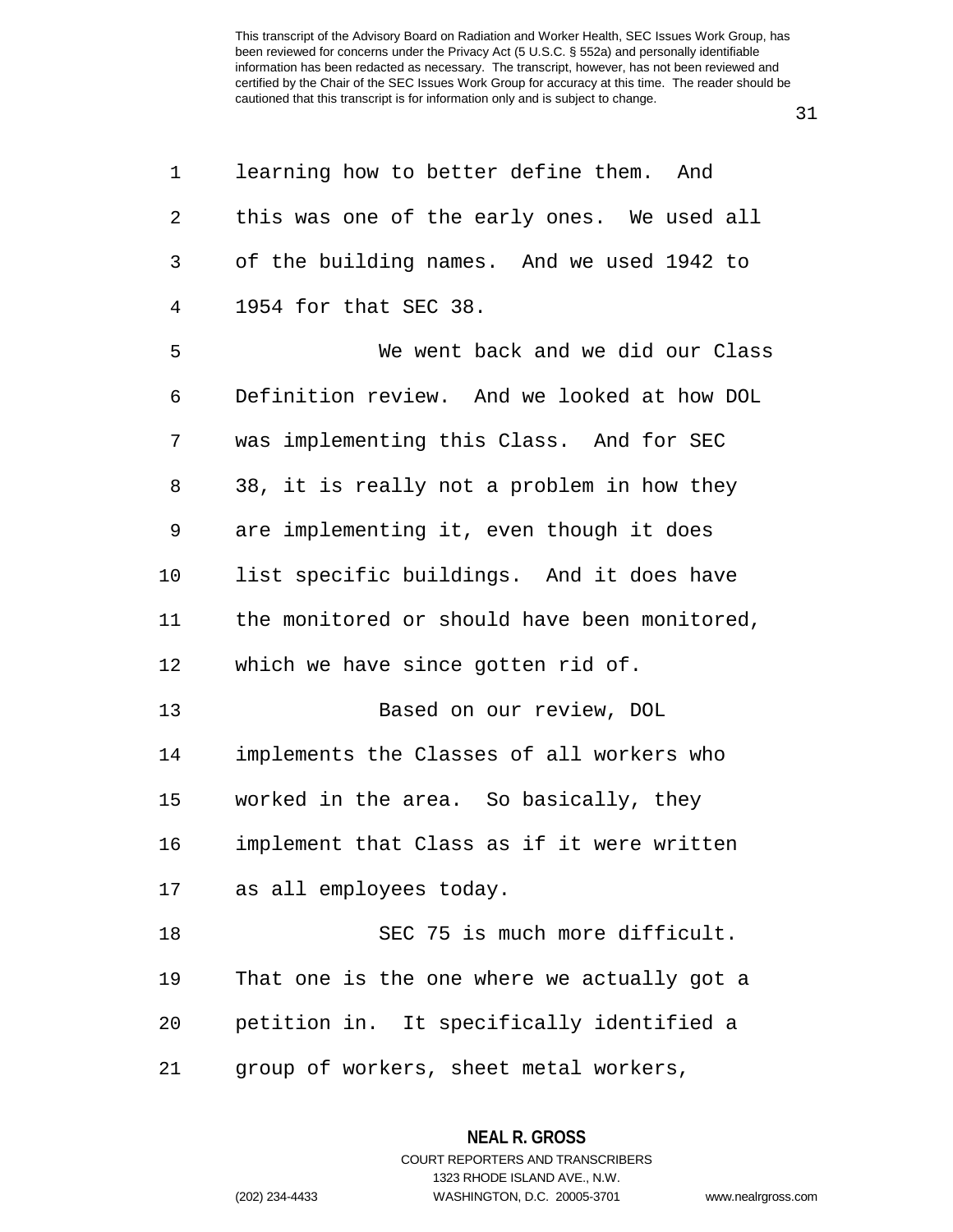learning how to better define them. And this was one of the early ones. We used all of the building names. And we used 1942 to 1954 for that SEC 38.

We went back and we did our Class Definition review. And we looked at how DOL was implementing this Class. And for SEC 38, it is really not a problem in how they are implementing it, even though it does list specific buildings. And it does have the monitored or should have been monitored, which we have since gotten rid of.

Based on our review, DOL implements the Classes of all workers who worked in the area. So basically, they implement that Class as if it were written as all employees today.

SEC 75 is much more difficult. That one is the one where we actually got a petition in. It specifically identified a group of workers, sheet metal workers,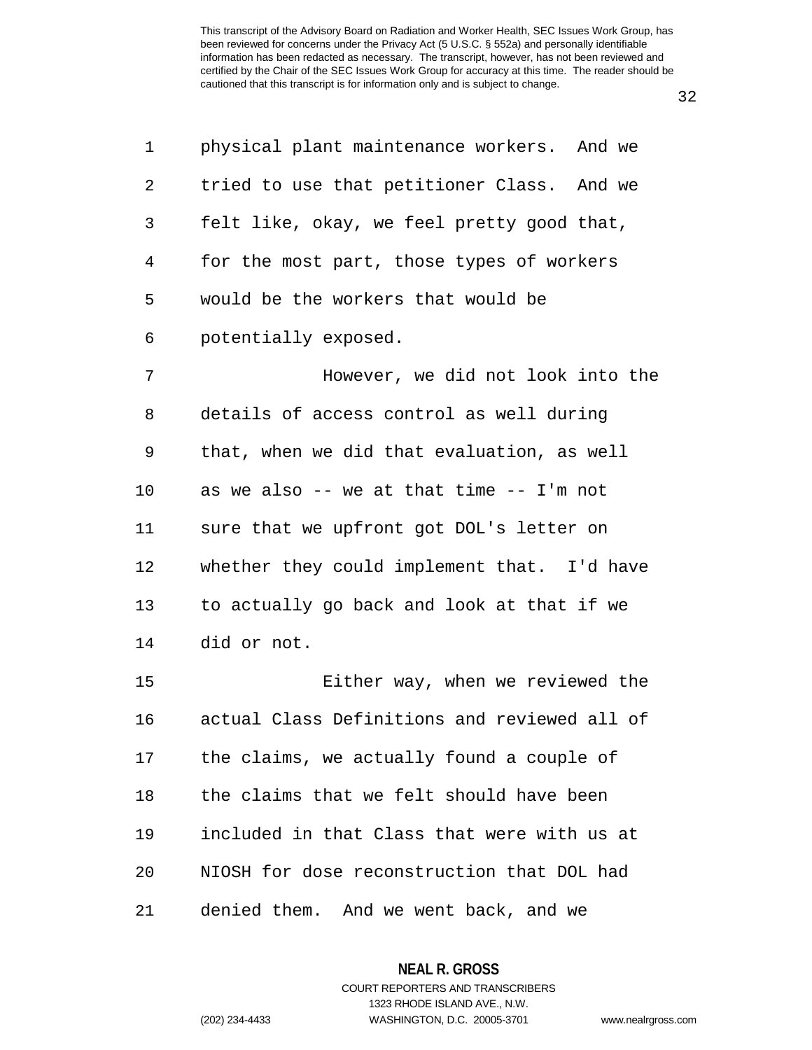physical plant maintenance workers. And we tried to use that petitioner Class. And we felt like, okay, we feel pretty good that, for the most part, those types of workers would be the workers that would be potentially exposed.

However, we did not look into the details of access control as well during that, when we did that evaluation, as well as we also -- we at that time -- I'm not sure that we upfront got DOL's letter on whether they could implement that. I'd have to actually go back and look at that if we did or not.

Either way, when we reviewed the actual Class Definitions and reviewed all of the claims, we actually found a couple of the claims that we felt should have been included in that Class that were with us at NIOSH for dose reconstruction that DOL had denied them. And we went back, and we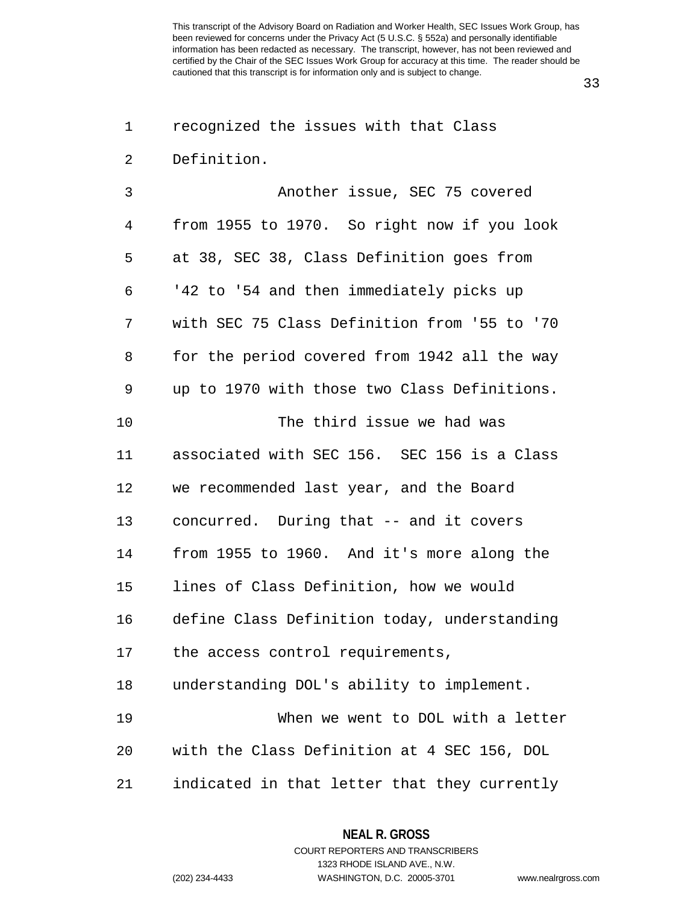recognized the issues with that Class Definition.

Another issue, SEC 75 covered from 1955 to 1970. So right now if you look at 38, SEC 38, Class Definition goes from '42 to '54 and then immediately picks up with SEC 75 Class Definition from '55 to '70 for the period covered from 1942 all the way up to 1970 with those two Class Definitions.

The third issue we had was associated with SEC 156. SEC 156 is a Class we recommended last year, and the Board concurred. During that -- and it covers from 1955 to 1960. And it's more along the lines of Class Definition, how we would define Class Definition today, understanding the access control requirements, understanding DOL's ability to implement.

When we went to DOL with a letter with the Class Definition at 4 SEC 156, DOL indicated in that letter that they currently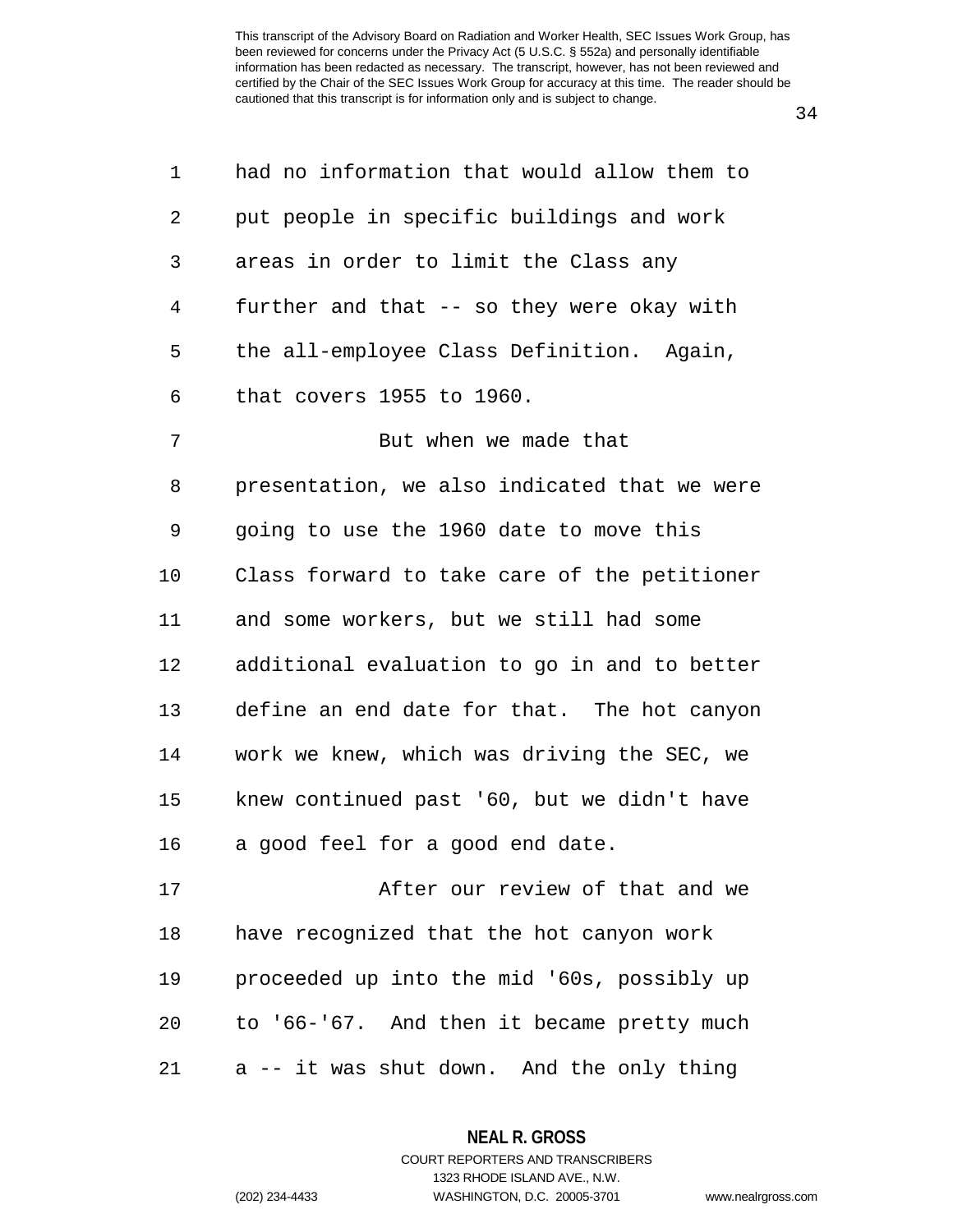had no information that would allow them to put people in specific buildings and work areas in order to limit the Class any further and that -- so they were okay with the all-employee Class Definition. Again, that covers 1955 to 1960.

But when we made that presentation, we also indicated that we were going to use the 1960 date to move this Class forward to take care of the petitioner and some workers, but we still had some additional evaluation to go in and to better define an end date for that. The hot canyon work we knew, which was driving the SEC, we knew continued past '60, but we didn't have a good feel for a good end date.

After our review of that and we have recognized that the hot canyon work proceeded up into the mid '60s, possibly up to '66-'67. And then it became pretty much a -- it was shut down. And the only thing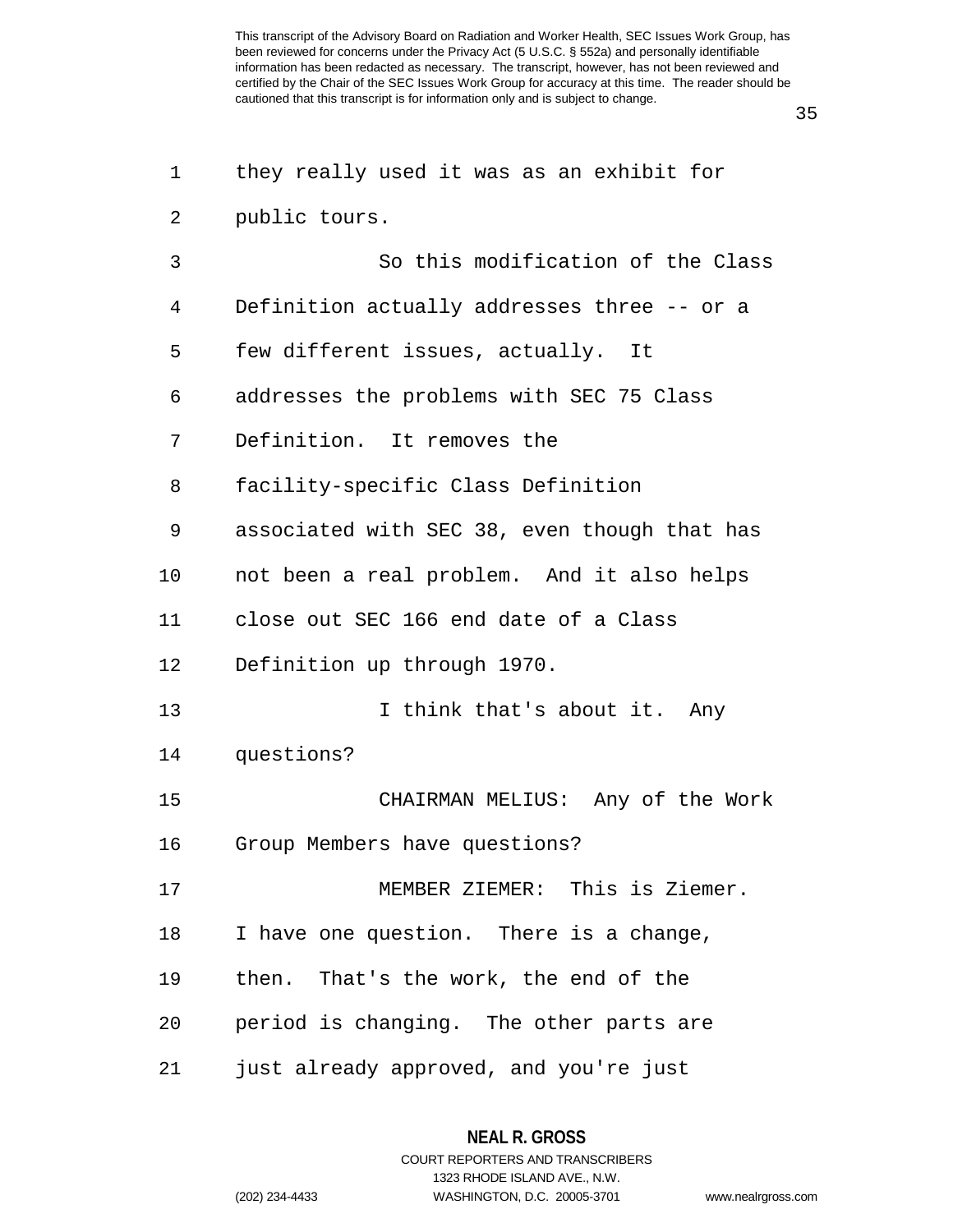they really used it was as an exhibit for public tours.

So this modification of the Class Definition actually addresses three -- or a few different issues, actually. It addresses the problems with SEC 75 Class Definition. It removes the facility-specific Class Definition associated with SEC 38, even though that has not been a real problem. And it also helps close out SEC 166 end date of a Class Definition up through 1970.

I think that's about it. Any questions?

CHAIRMAN MELIUS: Any of the Work Group Members have questions?

MEMBER ZIEMER: This is Ziemer. I have one question. There is a change, then. That's the work, the end of the period is changing. The other parts are just already approved, and you're just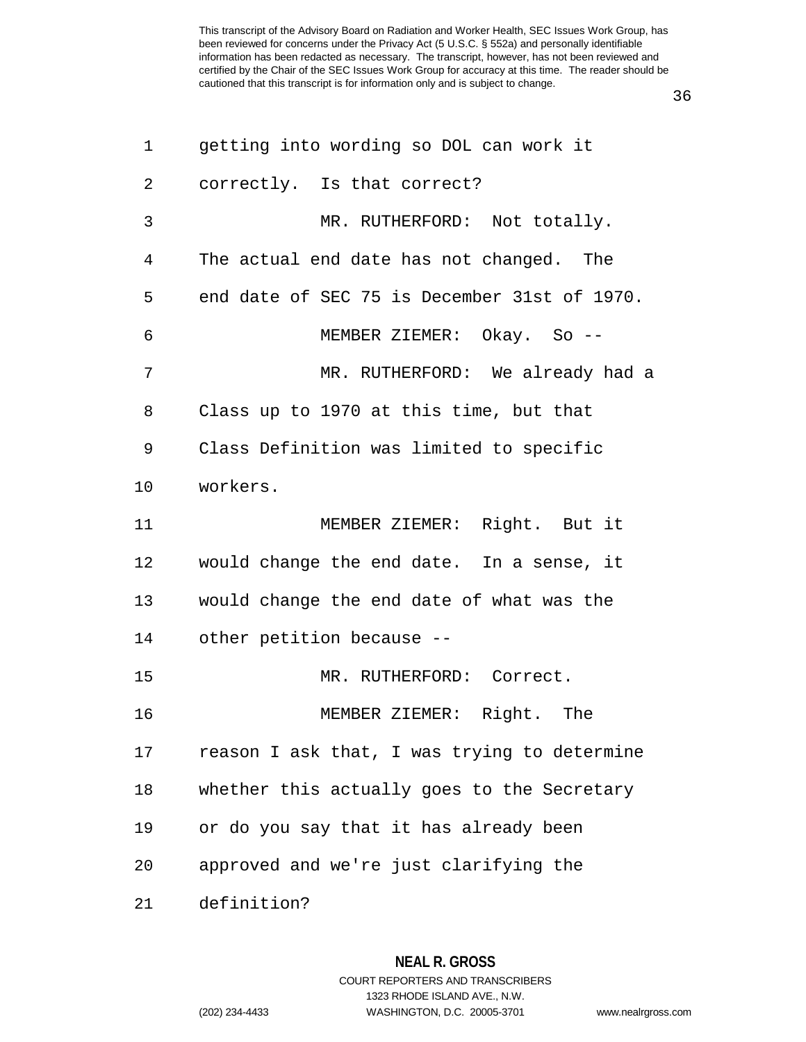getting into wording so DOL can work it correctly. Is that correct?

MR. RUTHERFORD: Not totally. The actual end date has not changed. The end date of SEC 75 is December 31st of 1970.

MEMBER ZIEMER: Okay. So --

MR. RUTHERFORD: We already had a Class up to 1970 at this time, but that Class Definition was limited to specific workers.

MEMBER ZIEMER: Right. But it would change the end date. In a sense, it would change the end date of what was the other petition because --

MR. RUTHERFORD: Correct.

MEMBER ZIEMER: Right. The reason I ask that, I was trying to determine whether this actually goes to the Secretary or do you say that it has already been approved and we're just clarifying the definition?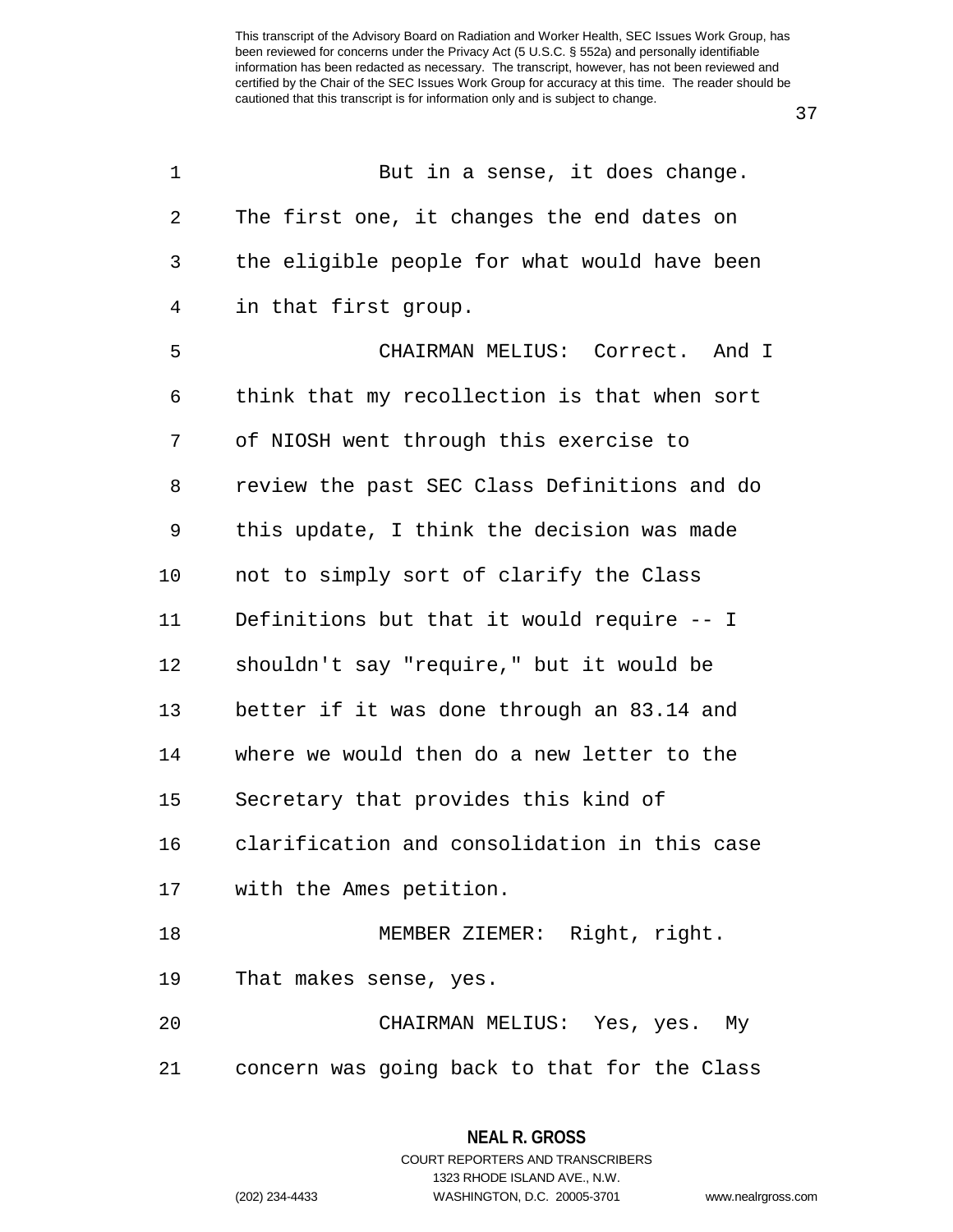But in a sense, it does change. The first one, it changes the end dates on the eligible people for what would have been in that first group.

CHAIRMAN MELIUS: Correct. And I think that my recollection is that when sort of NIOSH went through this exercise to review the past SEC Class Definitions and do this update, I think the decision was made not to simply sort of clarify the Class Definitions but that it would require -- I shouldn't say "require," but it would be better if it was done through an 83.14 and where we would then do a new letter to the Secretary that provides this kind of clarification and consolidation in this case with the Ames petition.

MEMBER ZIEMER: Right, right. That makes sense, yes.

CHAIRMAN MELIUS: Yes, yes. My concern was going back to that for the Class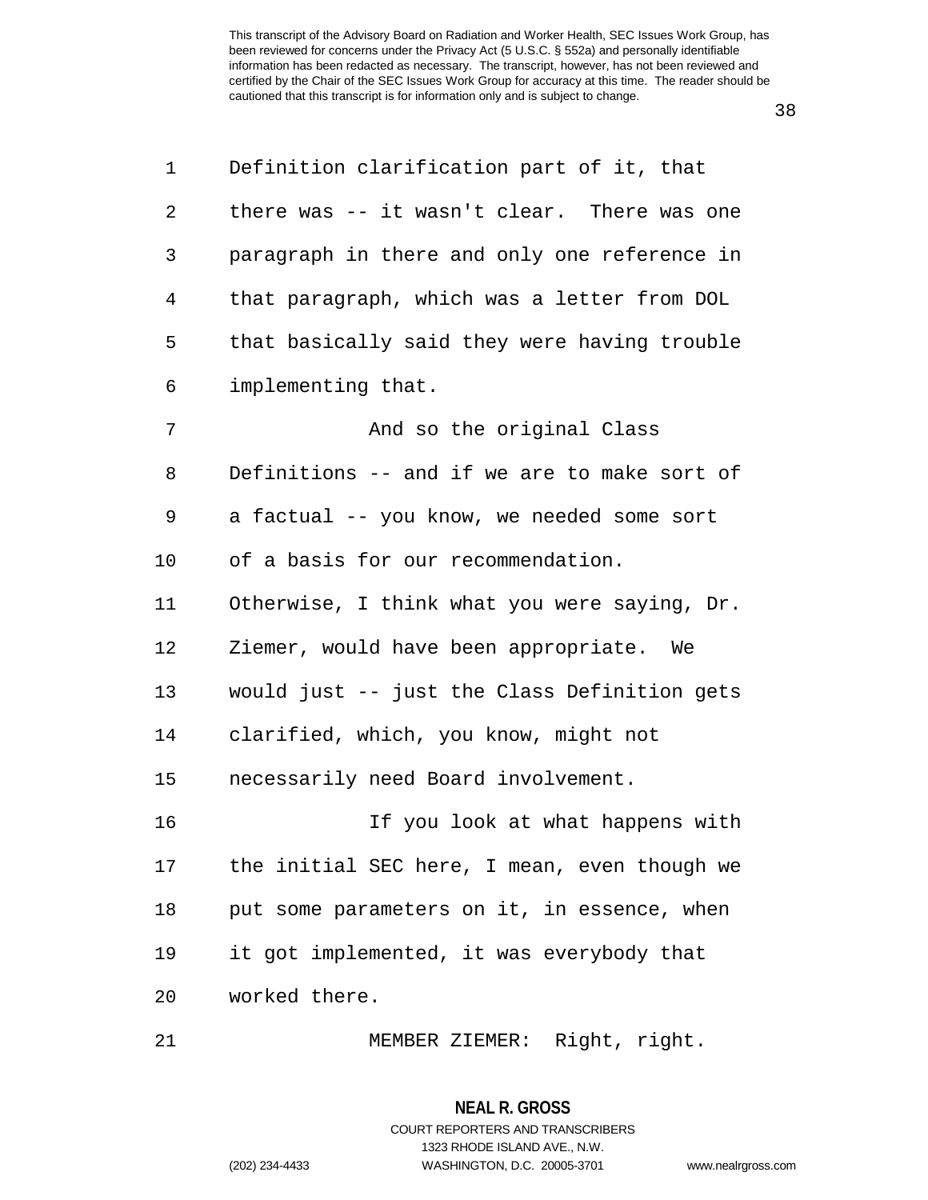Definition clarification part of it, that there was -- it wasn't clear. There was one paragraph in there and only one reference in that paragraph, which was a letter from DOL that basically said they were having trouble implementing that.

And so the original Class Definitions -- and if we are to make sort of a factual -- you know, we needed some sort of a basis for our recommendation. Otherwise, I think what you were saying, Dr. Ziemer, would have been appropriate. We would just -- just the Class Definition gets clarified, which, you know, might not necessarily need Board involvement.

If you look at what happens with the initial SEC here, I mean, even though we put some parameters on it, in essence, when it got implemented, it was everybody that worked there.

MEMBER ZIEMER: Right, right.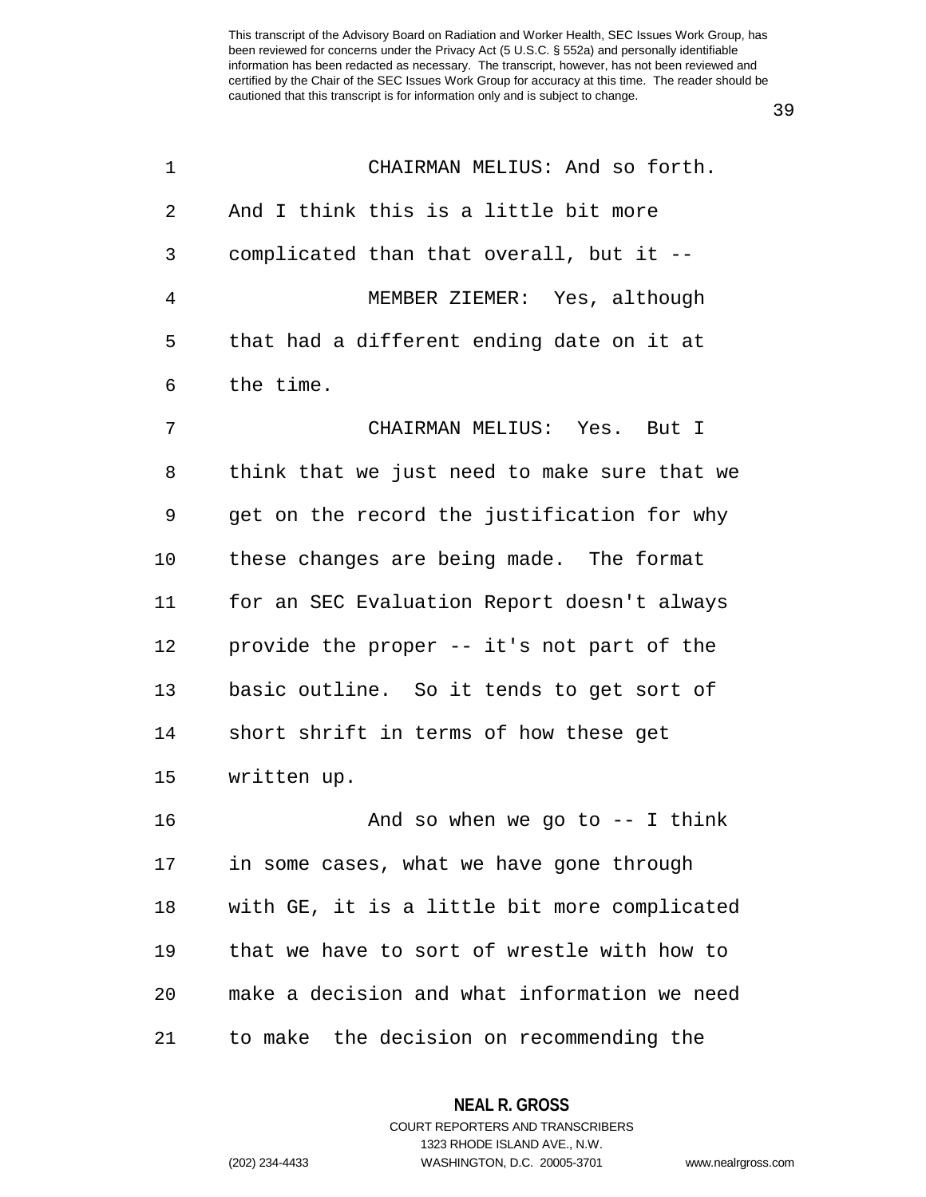CHAIRMAN MELIUS: And so forth. And I think this is a little bit more complicated than that overall, but it --

MEMBER ZIEMER: Yes, although that had a different ending date on it at the time.

CHAIRMAN MELIUS: Yes. But I think that we just need to make sure that we get on the record the justification for why these changes are being made. The format for an SEC Evaluation Report doesn't always provide the proper -- it's not part of the basic outline. So it tends to get sort of short shrift in terms of how these get written up.

And so when we go to -- I think in some cases, what we have gone through with GE, it is a little bit more complicated that we have to sort of wrestle with how to make a decision and what information we need to make the decision on recommending the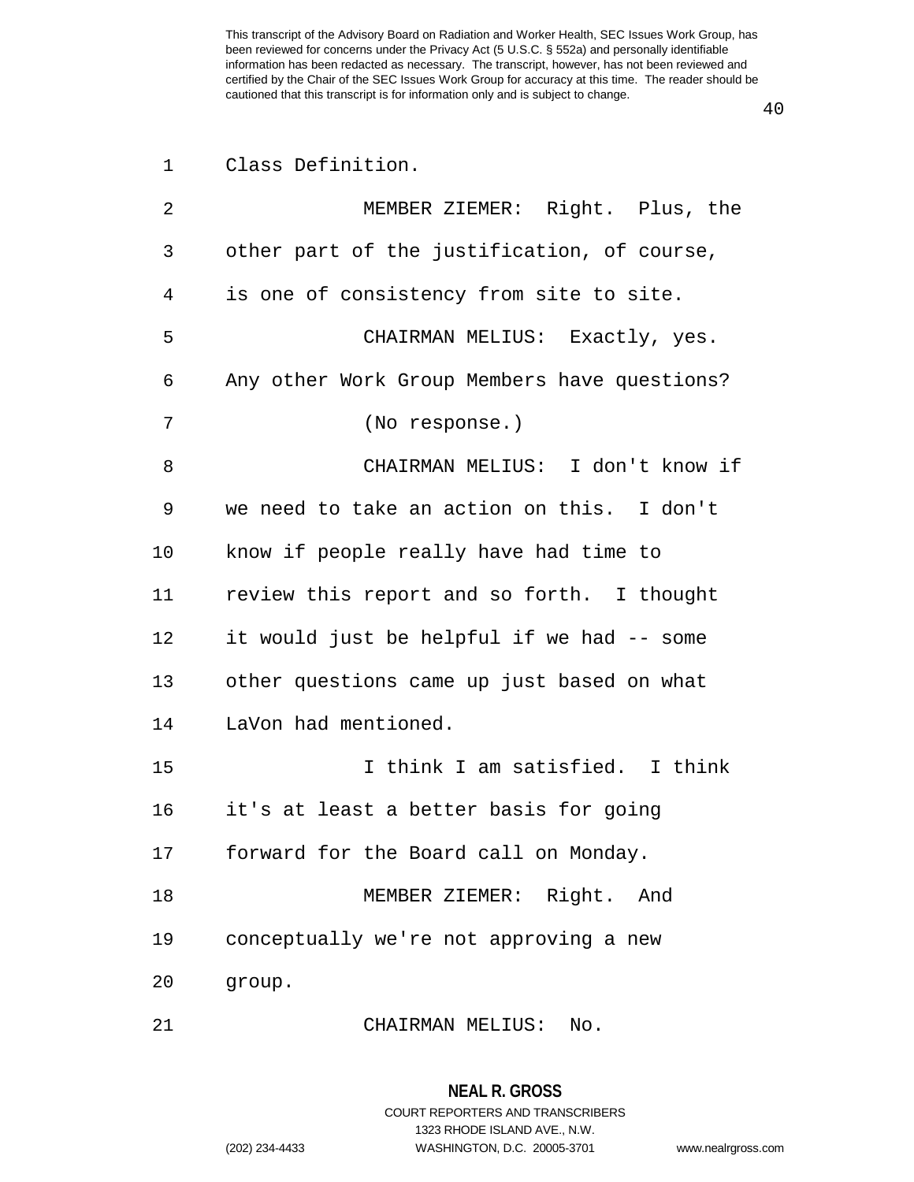Class Definition.

MEMBER ZIEMER: Right. Plus, the other part of the justification, of course, is one of consistency from site to site.

CHAIRMAN MELIUS: Exactly, yes. Any other Work Group Members have questions?

(No response.)

CHAIRMAN MELIUS: I don't know if we need to take an action on this. I don't know if people really have had time to review this report and so forth. I thought it would just be helpful if we had -- some other questions came up just based on what LaVon had mentioned.

I think I am satisfied. I think it's at least a better basis for going forward for the Board call on Monday.

MEMBER ZIEMER: Right. And conceptually we're not approving a new group.

CHAIRMAN MELIUS: No.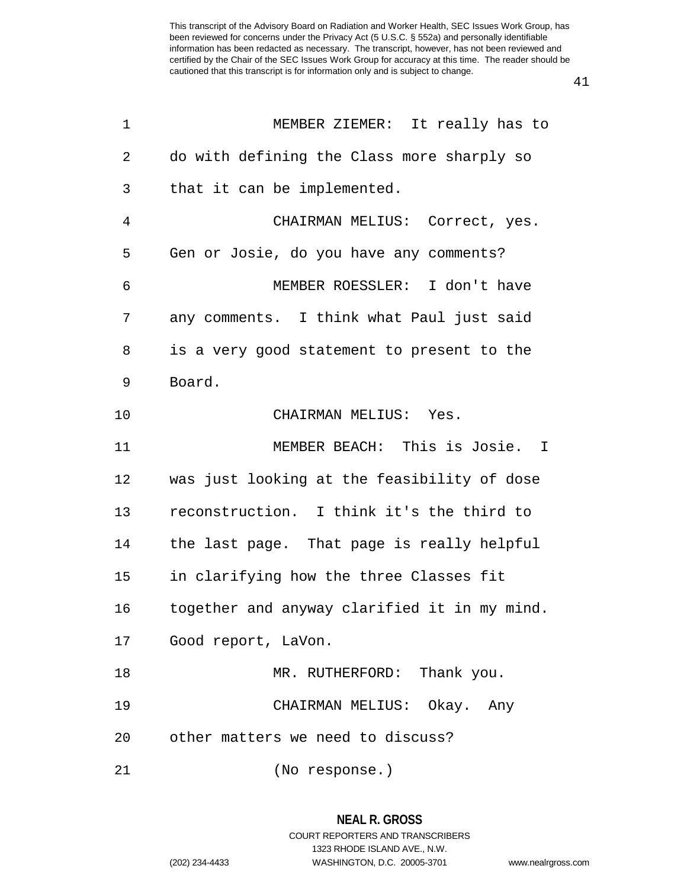MEMBER ZIEMER: It really has to do with defining the Class more sharply so that it can be implemented.

CHAIRMAN MELIUS: Correct, yes. Gen or Josie, do you have any comments?

MEMBER ROESSLER: I don't have any comments. I think what Paul just said is a very good statement to present to the Board.

CHAIRMAN MELIUS: Yes.

MEMBER BEACH: This is Josie. I was just looking at the feasibility of dose reconstruction. I think it's the third to the last page. That page is really helpful in clarifying how the three Classes fit together and anyway clarified it in my mind. Good report, LaVon.

MR. RUTHERFORD: Thank you.

CHAIRMAN MELIUS: Okay. Any other matters we need to discuss?

(No response.)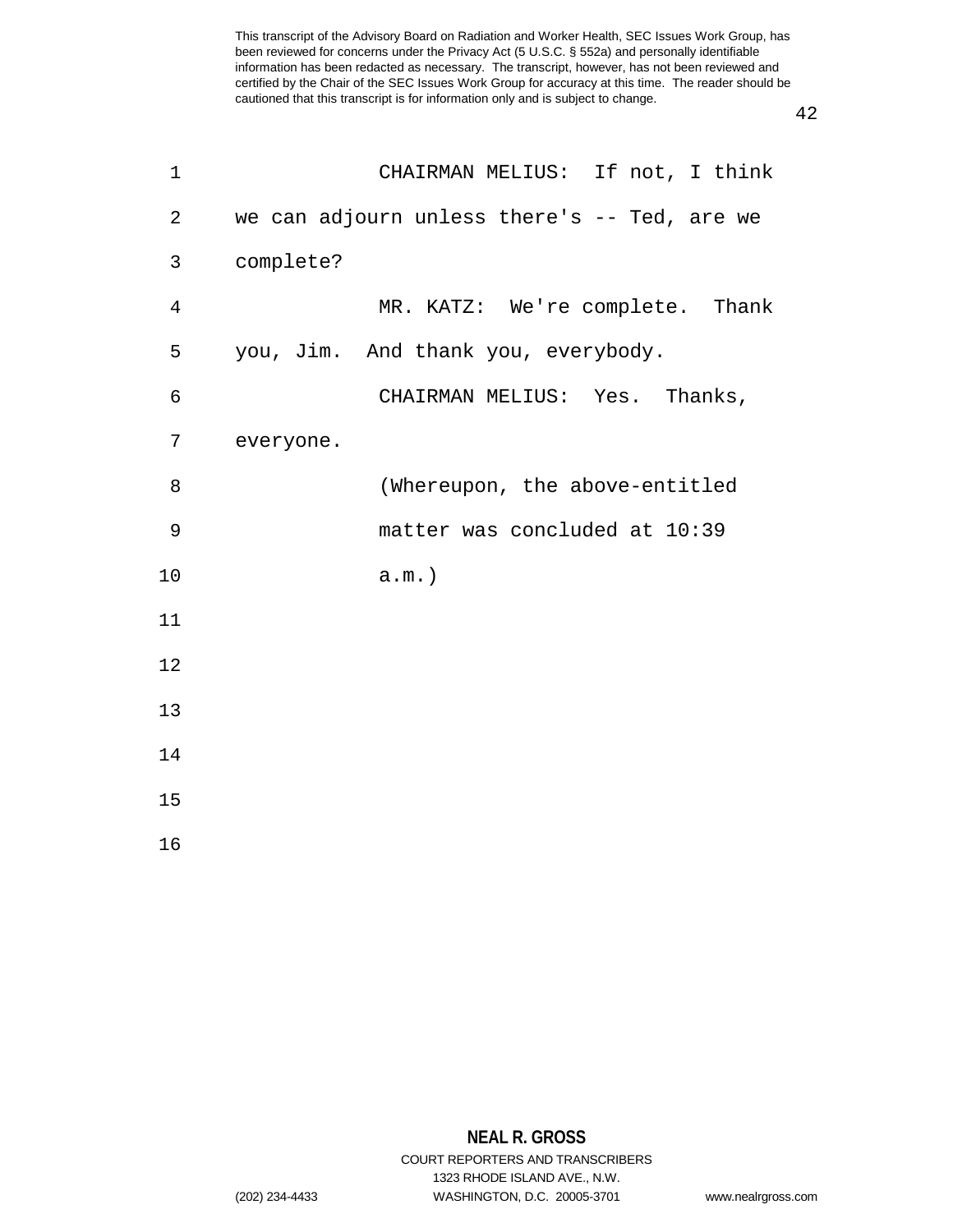CHAIRMAN MELIUS: If not, I think we can adjourn unless there's -- Ted, are we complete?

MR. KATZ: We're complete. Thank you, Jim. And thank you, everybody.

CHAIRMAN MELIUS: Yes. Thanks, everyone.

(Whereupon, the above-entitled matter was concluded at 10:39 a.m.)